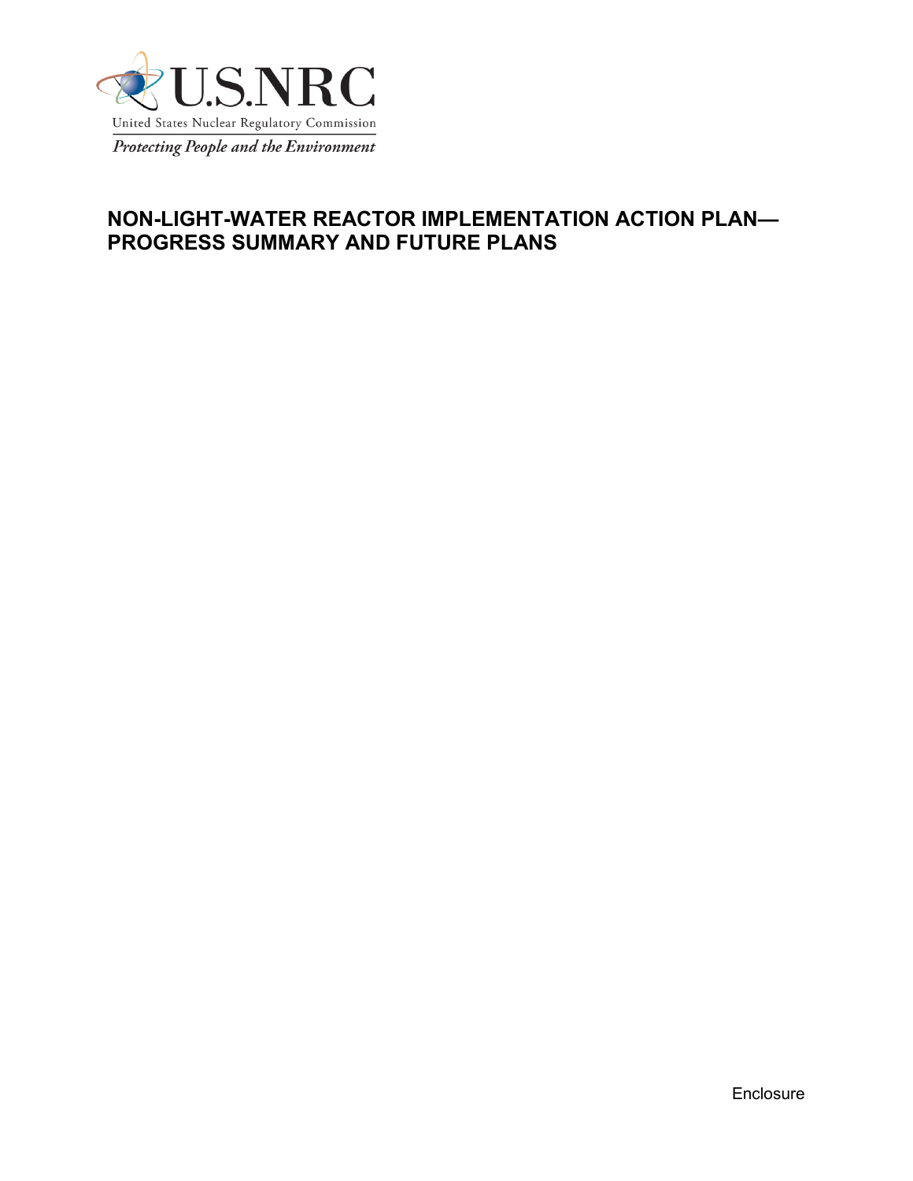U.S.NRC

United States Nuclear Regulatory Commission

*Protecting People and the Environment*

# NON-LIGHT-WATER REACTOR IMPLEMENTATION ACTION PLAN—PROGRESS SUMMARY AND FUTURE PLANS

Enclosure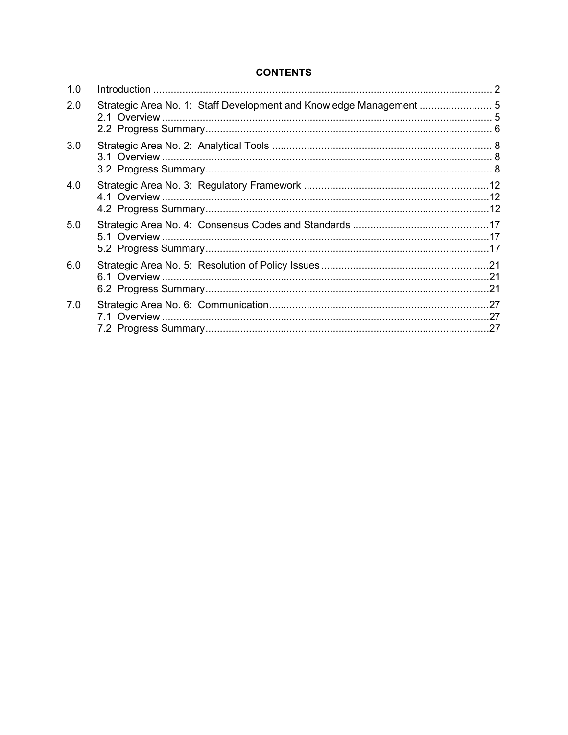**CONTENTS**

| | | |
|---|---|---|
| 1.0 | Introduction | 2 |
| 2.0 | Strategic Area No. 1: Staff Development and Knowledge Management | 5 |
| | 2.1 Overview | 5 |
| | 2.2 Progress Summary | 6 |
| 3.0 | Strategic Area No. 2: Analytical Tools | 8 |
| | 3.1 Overview | 8 |
| | 3.2 Progress Summary | 8 |
| 4.0 | Strategic Area No. 3: Regulatory Framework | 12 |
| | 4.1 Overview | 12 |
| | 4.2 Progress Summary | 12 |
| 5.0 | Strategic Area No. 4: Consensus Codes and Standards | 17 |
| | 5.1 Overview | 17 |
| | 5.2 Progress Summary | 17 |
| 6.0 | Strategic Area No. 5: Resolution of Policy Issues | 21 |
| | 6.1 Overview | 21 |
| | 6.2 Progress Summary | 21 |
| 7.0 | Strategic Area No. 6: Communication | 27 |
| | 7.1 Overview | 27 |
| | 7.2 Progress Summary | 27 |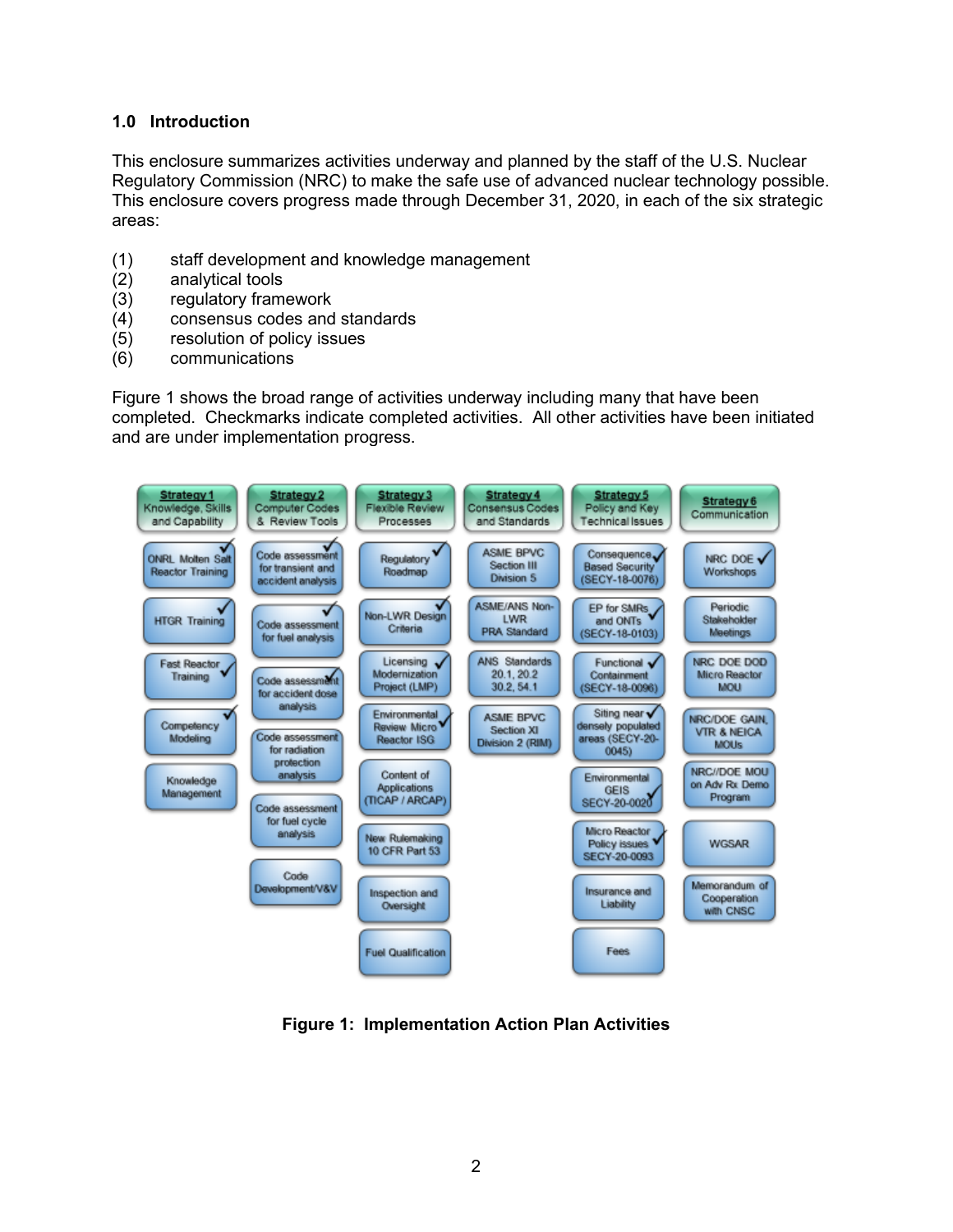## 1.0 Introduction

This enclosure summarizes activities underway and planned by the staff of the U.S. Nuclear Regulatory Commission (NRC) to make the safe use of advanced nuclear technology possible. This enclosure covers progress made through December 31, 2020, in each of the six strategic areas:

(1) staff development and knowledge management
(2) analytical tools
(3) regulatory framework
(4) consensus codes and standards
(5) resolution of policy issues
(6) communications

Figure 1 shows the broad range of activities underway including many that have been completed. Checkmarks indicate completed activities. All other activities have been initiated and are under implementation progress.

| Strategy 1 Knowledge, Skills and Capability | Strategy 2 Computer Codes & Review Tools | Strategy 3 Flexible Review Processes | Strategy 4 Consensus Codes and Standards | Strategy 5 Policy and Key Technical Issues | Strategy 6 Communication |
|---|---|---|---|---|---|
| ONRL Molten Salt Reactor Training ✓ | Code assessment for transient and accident analysis ✓ | Regulatory Roadmap ✓ | ASME BPVC Section III Division 5 | Consequence Based Security (SECY-18-0076) ✓ | NRC DOE Workshops ✓ |
| HTGR Training ✓ | Code assessment for fuel analysis ✓ | Non-LWR Design Criteria ✓ | ASME/ANS Non-LWR PRA Standard | EP for SMRs and ONTs (SECY-18-0103) ✓ | Periodic Stakeholder Meetings |
| Fast Reactor Training ✓ | Code assessment for accident dose analysis ✓ | Licensing Modernization Project (LMP) ✓ | ANS Standards 20.1, 20.2 30.2, 54.1 | Functional Containment (SECY-18-0096) ✓ | NRC DOE DOD Micro Reactor MOU |
| Competency Modeling ✓ | Code assessment for radiation protection analysis | Environmental Review Micro Reactor ISG ✓ | ASME BPVC Section XI Division 2 (RIM) | Siting near densely populated areas (SECY-20-0045) ✓ | NRC/DOE GAIN, VTR & NEICA MOUs |
| Knowledge Management | Code assessment for fuel cycle analysis | Content of Applications (TICAP / ARCAP) | | Environmental GEIS SECY-20-0020 ✓ | NRC//DOE MOU on Adv Rx Demo Program |
| | Code Development/V&V | New Rulemaking 10 CFR Part 53 | | Micro Reactor Policy issues SECY-20-0093 ✓ | WGSAR |
| | | Inspection and Oversight | | Insurance and Liability | Memorandum of Cooperation with CNSC |
| | | Fuel Qualification | | Fees | |

**Figure 1: Implementation Action Plan Activities**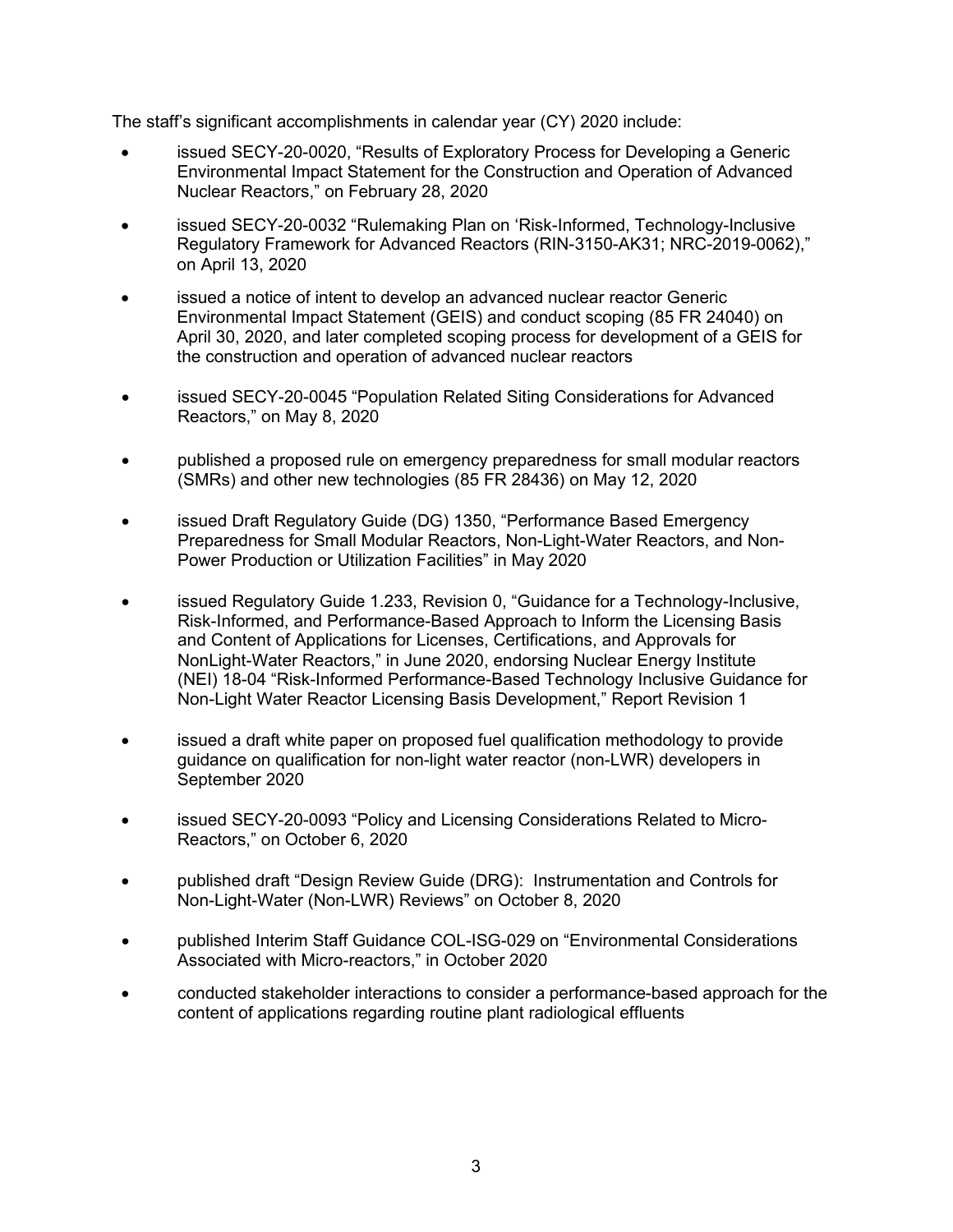The staff's significant accomplishments in calendar year (CY) 2020 include:

- issued SECY-20-0020, "Results of Exploratory Process for Developing a Generic Environmental Impact Statement for the Construction and Operation of Advanced Nuclear Reactors," on February 28, 2020
- issued SECY-20-0032 "Rulemaking Plan on 'Risk-Informed, Technology-Inclusive Regulatory Framework for Advanced Reactors (RIN-3150-AK31; NRC-2019-0062)," on April 13, 2020
- issued a notice of intent to develop an advanced nuclear reactor Generic Environmental Impact Statement (GEIS) and conduct scoping (85 FR 24040) on April 30, 2020, and later completed scoping process for development of a GEIS for the construction and operation of advanced nuclear reactors
- issued SECY-20-0045 "Population Related Siting Considerations for Advanced Reactors," on May 8, 2020
- published a proposed rule on emergency preparedness for small modular reactors (SMRs) and other new technologies (85 FR 28436) on May 12, 2020
- issued Draft Regulatory Guide (DG) 1350, "Performance Based Emergency Preparedness for Small Modular Reactors, Non-Light-Water Reactors, and Non-Power Production or Utilization Facilities" in May 2020
- issued Regulatory Guide 1.233, Revision 0, "Guidance for a Technology-Inclusive, Risk-Informed, and Performance-Based Approach to Inform the Licensing Basis and Content of Applications for Licenses, Certifications, and Approvals for NonLight-Water Reactors," in June 2020, endorsing Nuclear Energy Institute (NEI) 18-04 "Risk-Informed Performance-Based Technology Inclusive Guidance for Non-Light Water Reactor Licensing Basis Development," Report Revision 1
- issued a draft white paper on proposed fuel qualification methodology to provide guidance on qualification for non-light water reactor (non-LWR) developers in September 2020
- issued SECY-20-0093 "Policy and Licensing Considerations Related to Micro-Reactors," on October 6, 2020
- published draft "Design Review Guide (DRG): Instrumentation and Controls for Non-Light-Water (Non-LWR) Reviews" on October 8, 2020
- published Interim Staff Guidance COL-ISG-029 on "Environmental Considerations Associated with Micro-reactors," in October 2020
- conducted stakeholder interactions to consider a performance-based approach for the content of applications regarding routine plant radiological effluents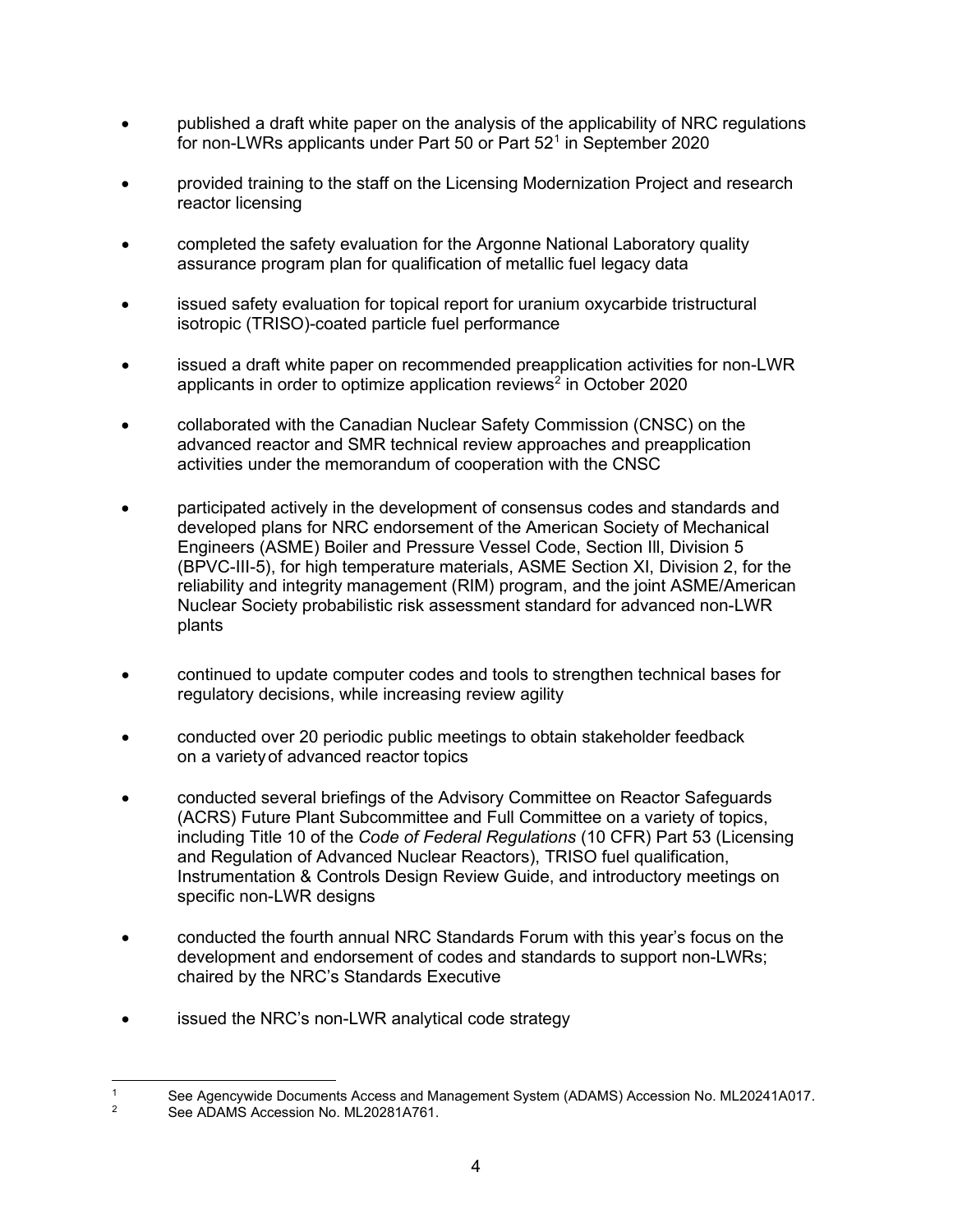- published a draft white paper on the analysis of the applicability of NRC regulations for non-LWRs applicants under Part 50 or Part 52[1] in September 2020
- provided training to the staff on the Licensing Modernization Project and research reactor licensing
- completed the safety evaluation for the Argonne National Laboratory quality assurance program plan for qualification of metallic fuel legacy data
- issued safety evaluation for topical report for uranium oxycarbide tristructural isotropic (TRISO)-coated particle fuel performance
- issued a draft white paper on recommended preapplication activities for non-LWR applicants in order to optimize application reviews[2] in October 2020
- collaborated with the Canadian Nuclear Safety Commission (CNSC) on the advanced reactor and SMR technical review approaches and preapplication activities under the memorandum of cooperation with the CNSC
- participated actively in the development of consensus codes and standards and developed plans for NRC endorsement of the American Society of Mechanical Engineers (ASME) Boiler and Pressure Vessel Code, Section III, Division 5 (BPVC-III-5), for high temperature materials, ASME Section XI, Division 2, for the reliability and integrity management (RIM) program, and the joint ASME/American Nuclear Society probabilistic risk assessment standard for advanced non-LWR plants
- continued to update computer codes and tools to strengthen technical bases for regulatory decisions, while increasing review agility
- conducted over 20 periodic public meetings to obtain stakeholder feedback on a variety of advanced reactor topics
- conducted several briefings of the Advisory Committee on Reactor Safeguards (ACRS) Future Plant Subcommittee and Full Committee on a variety of topics, including Title 10 of the *Code of Federal Regulations* (10 CFR) Part 53 (Licensing and Regulation of Advanced Nuclear Reactors), TRISO fuel qualification, Instrumentation & Controls Design Review Guide, and introductory meetings on specific non-LWR designs
- conducted the fourth annual NRC Standards Forum with this year's focus on the development and endorsement of codes and standards to support non-LWRs; chaired by the NRC's Standards Executive
- issued the NRC's non-LWR analytical code strategy

---

[1] See Agencywide Documents Access and Management System (ADAMS) Accession No. ML20241A017.

[2] See ADAMS Accession No. ML20281A761.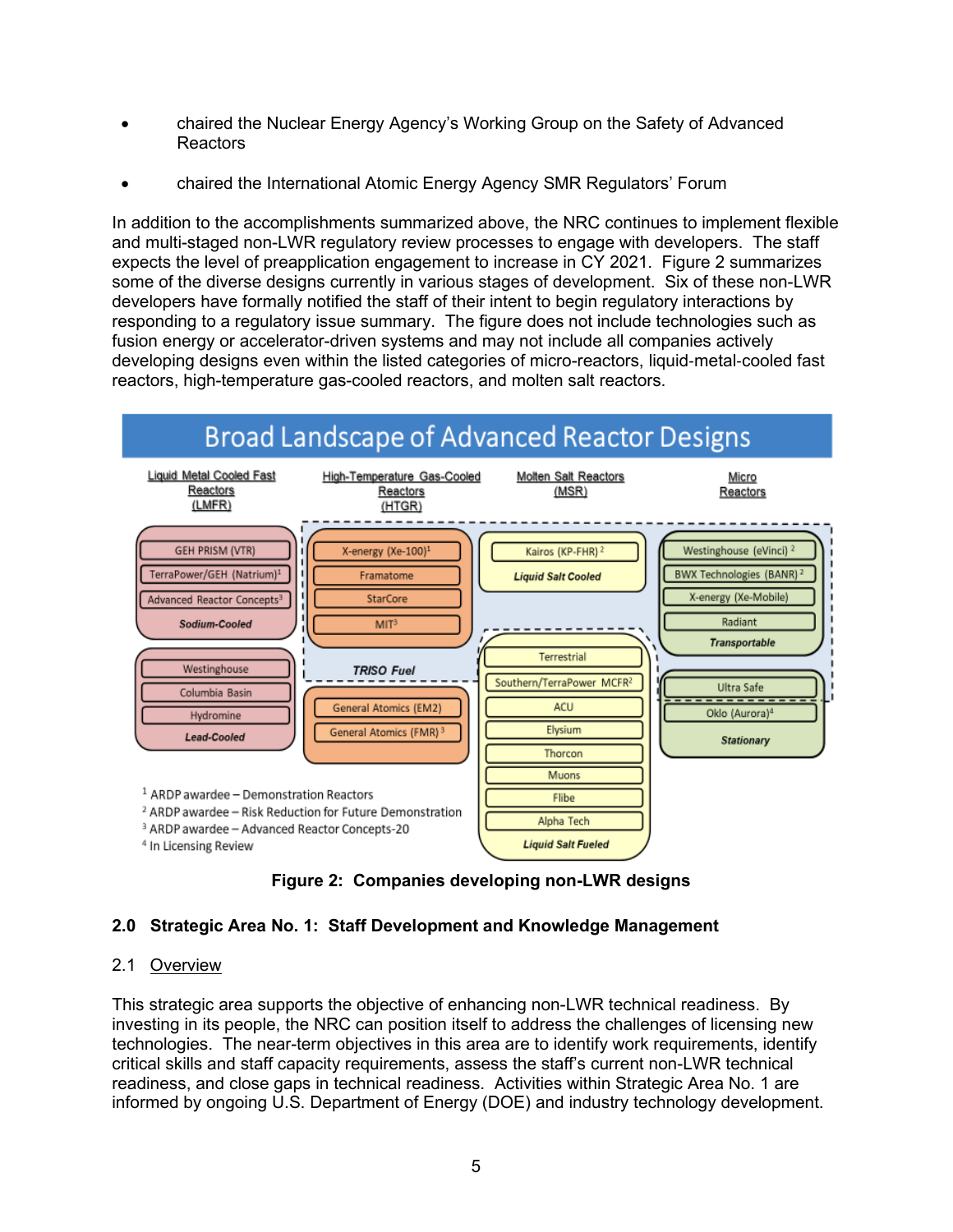- chaired the Nuclear Energy Agency's Working Group on the Safety of Advanced Reactors
- chaired the International Atomic Energy Agency SMR Regulators' Forum

In addition to the accomplishments summarized above, the NRC continues to implement flexible and multi-staged non-LWR regulatory review processes to engage with developers. The staff expects the level of preapplication engagement to increase in CY 2021. Figure 2 summarizes some of the diverse designs currently in various stages of development. Six of these non-LWR developers have formally notified the staff of their intent to begin regulatory interactions by responding to a regulatory issue summary. The figure does not include technologies such as fusion energy or accelerator-driven systems and may not include all companies actively developing designs even within the listed categories of micro-reactors, liquid-metal-cooled fast reactors, high-temperature gas-cooled reactors, and molten salt reactors.

**Broad Landscape of Advanced Reactor Designs**

**Liquid Metal Cooled Fast Reactors (LMFR)**

*Sodium-Cooled*
- GEH PRISM (VTR)
- TerraPower/GEH (Natrium)[1]
- Advanced Reactor Concepts[3]

*Lead-Cooled*
- Westinghouse
- Columbia Basin
- Hydromine

**High-Temperature Gas-Cooled Reactors (HTGR)**

*TRISO Fuel*
- X-energy (Xe-100)[1]
- Framatome
- StarCore
- MIT[3]

Other HTGR:
- General Atomics (EM2)
- General Atomics (FMR)[3]

**Molten Salt Reactors (MSR)**

*Liquid Salt Cooled*
- Kairos (KP-FHR)[2]

*Liquid Salt Fueled*
- Terrestrial
- Southern/TerraPower MCFR[2]
- ACU
- Elysium
- Thorcon
- Muons
- Flibe
- Alpha Tech

**Micro Reactors**

*Transportable*
- Westinghouse (eVinci)[2]
- BWX Technologies (BANR)[2]
- X-energy (Xe-Mobile)
- Radiant

*Stationary*
- Ultra Safe
- Oklo (Aurora)[4]

[1] ARDP awardee – Demonstration Reactors
[2] ARDP awardee – Risk Reduction for Future Demonstration
[3] ARDP awardee – Advanced Reactor Concepts-20
[4] In Licensing Review

**Figure 2: Companies developing non-LWR designs**

## 2.0 Strategic Area No. 1: Staff Development and Knowledge Management

### 2.1 Overview

This strategic area supports the objective of enhancing non-LWR technical readiness. By investing in its people, the NRC can position itself to address the challenges of licensing new technologies. The near-term objectives in this area are to identify work requirements, identify critical skills and staff capacity requirements, assess the staff's current non-LWR technical readiness, and close gaps in technical readiness. Activities within Strategic Area No. 1 are informed by ongoing U.S. Department of Energy (DOE) and industry technology development.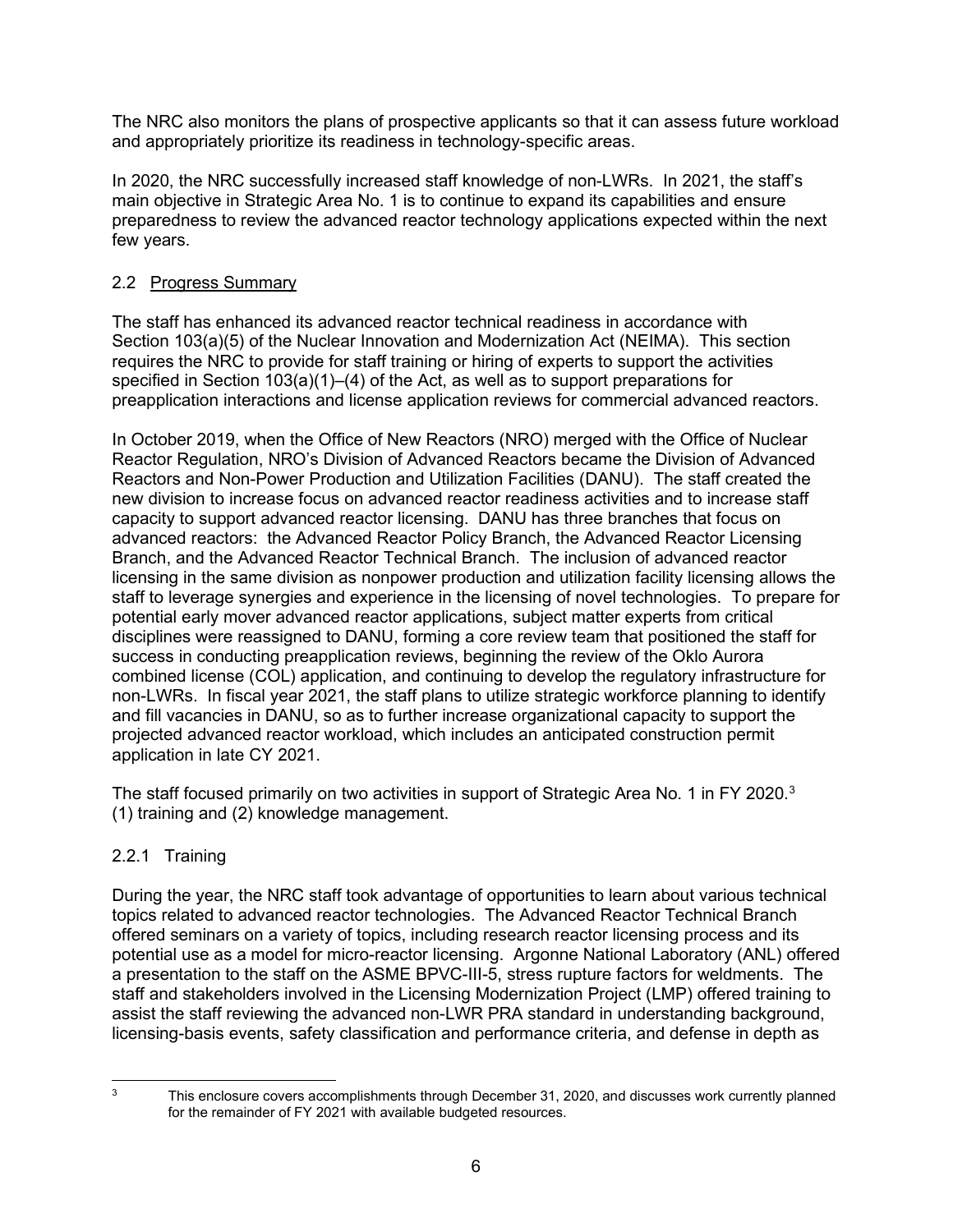The NRC also monitors the plans of prospective applicants so that it can assess future workload and appropriately prioritize its readiness in technology-specific areas.

In 2020, the NRC successfully increased staff knowledge of non-LWRs. In 2021, the staff's main objective in Strategic Area No. 1 is to continue to expand its capabilities and ensure preparedness to review the advanced reactor technology applications expected within the next few years.

## 2.2 Progress Summary

The staff has enhanced its advanced reactor technical readiness in accordance with Section 103(a)(5) of the Nuclear Innovation and Modernization Act (NEIMA). This section requires the NRC to provide for staff training or hiring of experts to support the activities specified in Section 103(a)(1)–(4) of the Act, as well as to support preparations for preapplication interactions and license application reviews for commercial advanced reactors.

In October 2019, when the Office of New Reactors (NRO) merged with the Office of Nuclear Reactor Regulation, NRO's Division of Advanced Reactors became the Division of Advanced Reactors and Non-Power Production and Utilization Facilities (DANU). The staff created the new division to increase focus on advanced reactor readiness activities and to increase staff capacity to support advanced reactor licensing. DANU has three branches that focus on advanced reactors: the Advanced Reactor Policy Branch, the Advanced Reactor Licensing Branch, and the Advanced Reactor Technical Branch. The inclusion of advanced reactor licensing in the same division as nonpower production and utilization facility licensing allows the staff to leverage synergies and experience in the licensing of novel technologies. To prepare for potential early mover advanced reactor applications, subject matter experts from critical disciplines were reassigned to DANU, forming a core review team that positioned the staff for success in conducting preapplication reviews, beginning the review of the Oklo Aurora combined license (COL) application, and continuing to develop the regulatory infrastructure for non-LWRs. In fiscal year 2021, the staff plans to utilize strategic workforce planning to identify and fill vacancies in DANU, so as to further increase organizational capacity to support the projected advanced reactor workload, which includes an anticipated construction permit application in late CY 2021.

The staff focused primarily on two activities in support of Strategic Area No. 1 in FY 2020.[3] (1) training and (2) knowledge management.

### 2.2.1 Training

During the year, the NRC staff took advantage of opportunities to learn about various technical topics related to advanced reactor technologies. The Advanced Reactor Technical Branch offered seminars on a variety of topics, including research reactor licensing process and its potential use as a model for micro-reactor licensing. Argonne National Laboratory (ANL) offered a presentation to the staff on the ASME BPVC-III-5, stress rupture factors for weldments. The staff and stakeholders involved in the Licensing Modernization Project (LMP) offered training to assist the staff reviewing the advanced non-LWR PRA standard in understanding background, licensing-basis events, safety classification and performance criteria, and defense in depth as

[3] This enclosure covers accomplishments through December 31, 2020, and discusses work currently planned for the remainder of FY 2021 with available budgeted resources.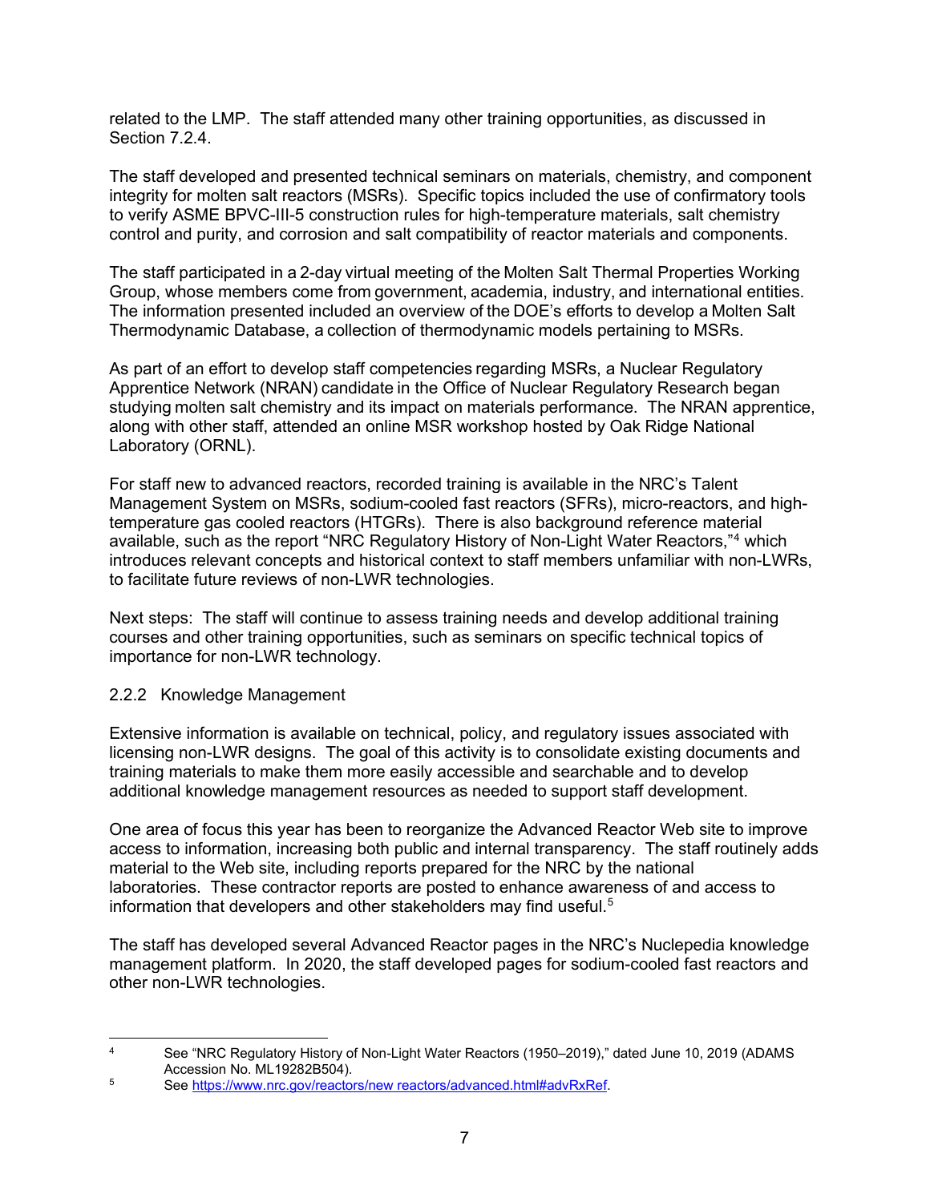related to the LMP. The staff attended many other training opportunities, as discussed in Section 7.2.4.

The staff developed and presented technical seminars on materials, chemistry, and component integrity for molten salt reactors (MSRs). Specific topics included the use of confirmatory tools to verify ASME BPVC-III-5 construction rules for high-temperature materials, salt chemistry control and purity, and corrosion and salt compatibility of reactor materials and components.

The staff participated in a 2-day virtual meeting of the Molten Salt Thermal Properties Working Group, whose members come from government, academia, industry, and international entities. The information presented included an overview of the DOE's efforts to develop a Molten Salt Thermodynamic Database, a collection of thermodynamic models pertaining to MSRs.

As part of an effort to develop staff competencies regarding MSRs, a Nuclear Regulatory Apprentice Network (NRAN) candidate in the Office of Nuclear Regulatory Research began studying molten salt chemistry and its impact on materials performance. The NRAN apprentice, along with other staff, attended an online MSR workshop hosted by Oak Ridge National Laboratory (ORNL).

For staff new to advanced reactors, recorded training is available in the NRC's Talent Management System on MSRs, sodium-cooled fast reactors (SFRs), micro-reactors, and high-temperature gas cooled reactors (HTGRs). There is also background reference material available, such as the report "NRC Regulatory History of Non-Light Water Reactors,"[4] which introduces relevant concepts and historical context to staff members unfamiliar with non-LWRs, to facilitate future reviews of non-LWR technologies.

Next steps: The staff will continue to assess training needs and develop additional training courses and other training opportunities, such as seminars on specific technical topics of importance for non-LWR technology.

### 2.2.2 Knowledge Management

Extensive information is available on technical, policy, and regulatory issues associated with licensing non-LWR designs. The goal of this activity is to consolidate existing documents and training materials to make them more easily accessible and searchable and to develop additional knowledge management resources as needed to support staff development.

One area of focus this year has been to reorganize the Advanced Reactor Web site to improve access to information, increasing both public and internal transparency. The staff routinely adds material to the Web site, including reports prepared for the NRC by the national laboratories. These contractor reports are posted to enhance awareness of and access to information that developers and other stakeholders may find useful.[5]

The staff has developed several Advanced Reactor pages in the NRC's Nuclepedia knowledge management platform. In 2020, the staff developed pages for sodium-cooled fast reactors and other non-LWR technologies.

---

[4] See "NRC Regulatory History of Non-Light Water Reactors (1950–2019)," dated June 10, 2019 (ADAMS Accession No. ML19282B504).

[5] See https://www.nrc.gov/reactors/new reactors/advanced.html#advRxRef.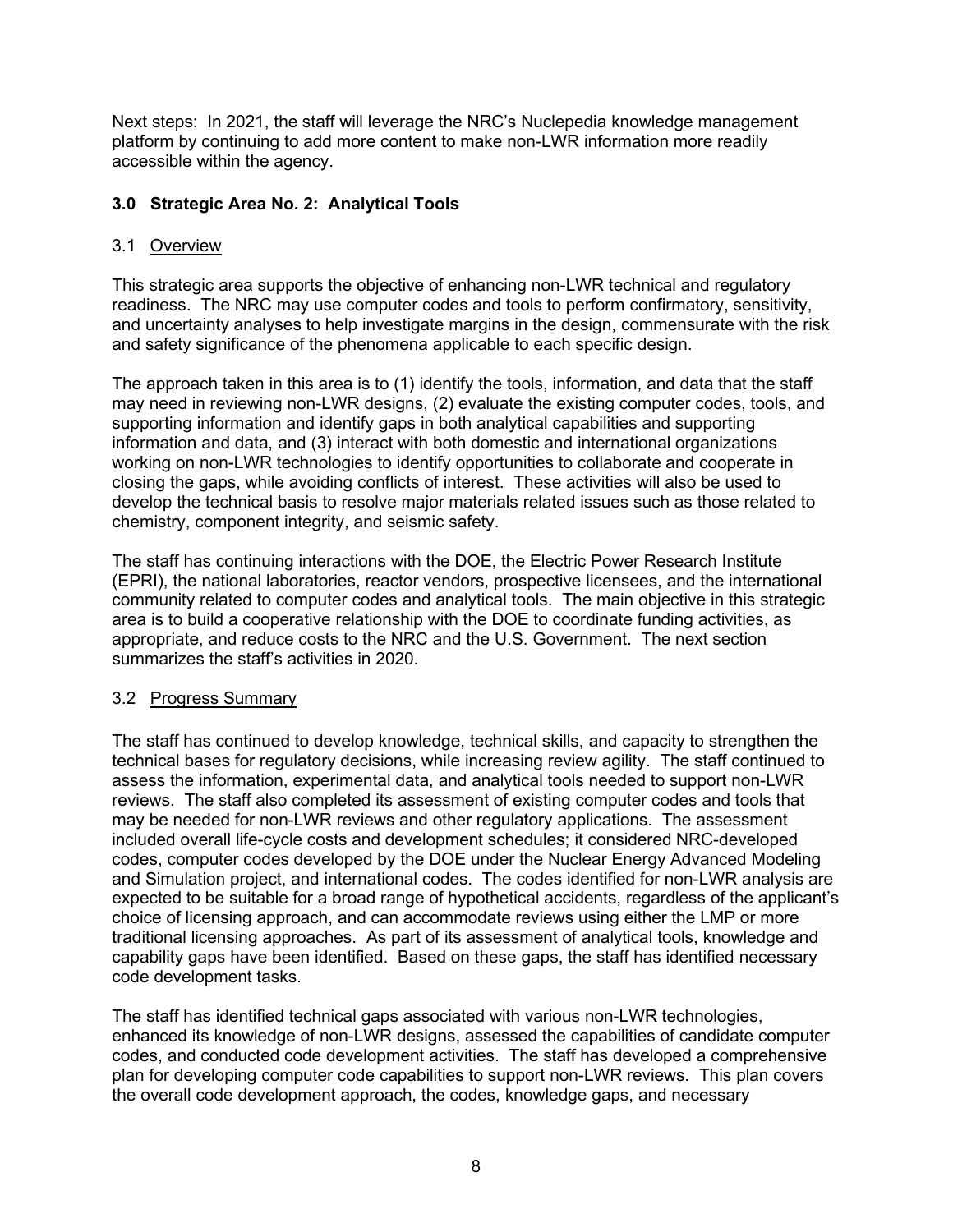Next steps: In 2021, the staff will leverage the NRC's Nuclepedia knowledge management platform by continuing to add more content to make non-LWR information more readily accessible within the agency.

## 3.0 Strategic Area No. 2: Analytical Tools

### 3.1 Overview

This strategic area supports the objective of enhancing non-LWR technical and regulatory readiness. The NRC may use computer codes and tools to perform confirmatory, sensitivity, and uncertainty analyses to help investigate margins in the design, commensurate with the risk and safety significance of the phenomena applicable to each specific design.

The approach taken in this area is to (1) identify the tools, information, and data that the staff may need in reviewing non-LWR designs, (2) evaluate the existing computer codes, tools, and supporting information and identify gaps in both analytical capabilities and supporting information and data, and (3) interact with both domestic and international organizations working on non-LWR technologies to identify opportunities to collaborate and cooperate in closing the gaps, while avoiding conflicts of interest. These activities will also be used to develop the technical basis to resolve major materials related issues such as those related to chemistry, component integrity, and seismic safety.

The staff has continuing interactions with the DOE, the Electric Power Research Institute (EPRI), the national laboratories, reactor vendors, prospective licensees, and the international community related to computer codes and analytical tools. The main objective in this strategic area is to build a cooperative relationship with the DOE to coordinate funding activities, as appropriate, and reduce costs to the NRC and the U.S. Government. The next section summarizes the staff's activities in 2020.

### 3.2 Progress Summary

The staff has continued to develop knowledge, technical skills, and capacity to strengthen the technical bases for regulatory decisions, while increasing review agility. The staff continued to assess the information, experimental data, and analytical tools needed to support non-LWR reviews. The staff also completed its assessment of existing computer codes and tools that may be needed for non-LWR reviews and other regulatory applications. The assessment included overall life-cycle costs and development schedules; it considered NRC-developed codes, computer codes developed by the DOE under the Nuclear Energy Advanced Modeling and Simulation project, and international codes. The codes identified for non-LWR analysis are expected to be suitable for a broad range of hypothetical accidents, regardless of the applicant's choice of licensing approach, and can accommodate reviews using either the LMP or more traditional licensing approaches. As part of its assessment of analytical tools, knowledge and capability gaps have been identified. Based on these gaps, the staff has identified necessary code development tasks.

The staff has identified technical gaps associated with various non-LWR technologies, enhanced its knowledge of non-LWR designs, assessed the capabilities of candidate computer codes, and conducted code development activities. The staff has developed a comprehensive plan for developing computer code capabilities to support non-LWR reviews. This plan covers the overall code development approach, the codes, knowledge gaps, and necessary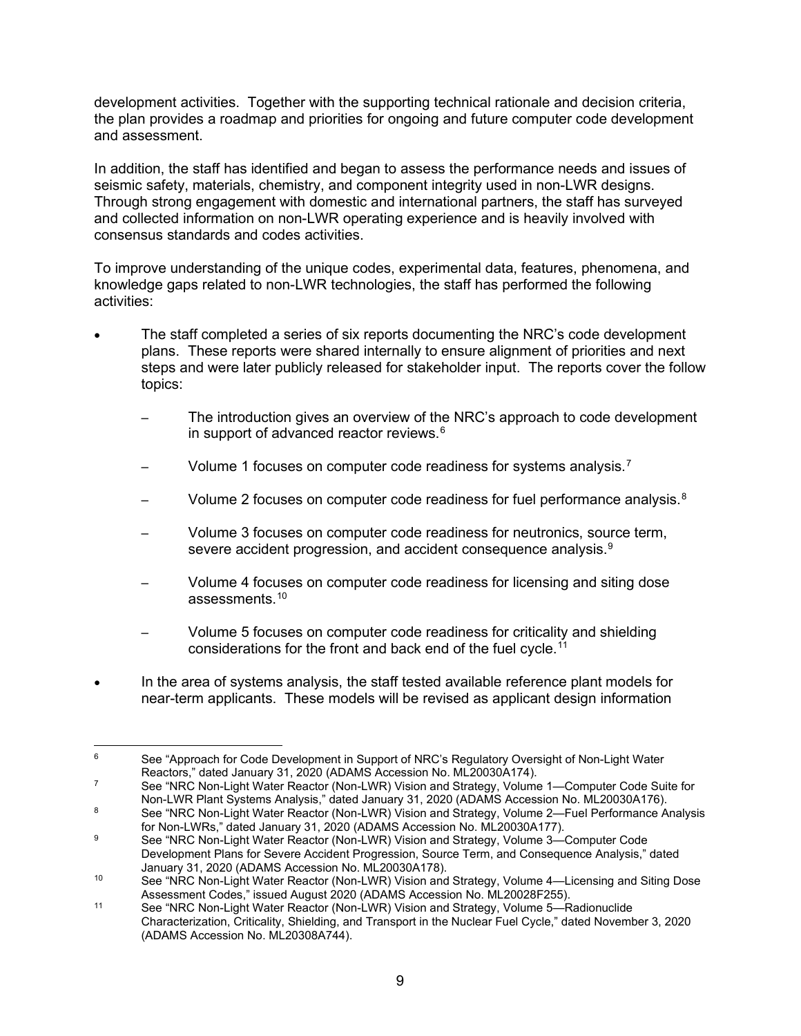development activities. Together with the supporting technical rationale and decision criteria, the plan provides a roadmap and priorities for ongoing and future computer code development and assessment.

In addition, the staff has identified and began to assess the performance needs and issues of seismic safety, materials, chemistry, and component integrity used in non-LWR designs. Through strong engagement with domestic and international partners, the staff has surveyed and collected information on non-LWR operating experience and is heavily involved with consensus standards and codes activities.

To improve understanding of the unique codes, experimental data, features, phenomena, and knowledge gaps related to non-LWR technologies, the staff has performed the following activities:

- The staff completed a series of six reports documenting the NRC's code development plans. These reports were shared internally to ensure alignment of priorities and next steps and were later publicly released for stakeholder input. The reports cover the follow topics:
  - The introduction gives an overview of the NRC's approach to code development in support of advanced reactor reviews.[6]
  - Volume 1 focuses on computer code readiness for systems analysis.[7]
  - Volume 2 focuses on computer code readiness for fuel performance analysis.[8]
  - Volume 3 focuses on computer code readiness for neutronics, source term, severe accident progression, and accident consequence analysis.[9]
  - Volume 4 focuses on computer code readiness for licensing and siting dose assessments.[10]
  - Volume 5 focuses on computer code readiness for criticality and shielding considerations for the front and back end of the fuel cycle.[11]
- In the area of systems analysis, the staff tested available reference plant models for near-term applicants. These models will be revised as applicant design information

---

[6] See "Approach for Code Development in Support of NRC's Regulatory Oversight of Non-Light Water Reactors," dated January 31, 2020 (ADAMS Accession No. ML20030A174).

[7] See "NRC Non-Light Water Reactor (Non-LWR) Vision and Strategy, Volume 1—Computer Code Suite for Non-LWR Plant Systems Analysis," dated January 31, 2020 (ADAMS Accession No. ML20030A176).

[8] See "NRC Non-Light Water Reactor (Non-LWR) Vision and Strategy, Volume 2—Fuel Performance Analysis for Non-LWRs," dated January 31, 2020 (ADAMS Accession No. ML20030A177).

[9] See "NRC Non-Light Water Reactor (Non-LWR) Vision and Strategy, Volume 3—Computer Code Development Plans for Severe Accident Progression, Source Term, and Consequence Analysis," dated January 31, 2020 (ADAMS Accession No. ML20030A178).

[10] See "NRC Non-Light Water Reactor (Non-LWR) Vision and Strategy, Volume 4—Licensing and Siting Dose Assessment Codes," issued August 2020 (ADAMS Accession No. ML20028F255).

[11] See "NRC Non-Light Water Reactor (Non-LWR) Vision and Strategy, Volume 5—Radionuclide Characterization, Criticality, Shielding, and Transport in the Nuclear Fuel Cycle," dated November 3, 2020 (ADAMS Accession No. ML20308A744).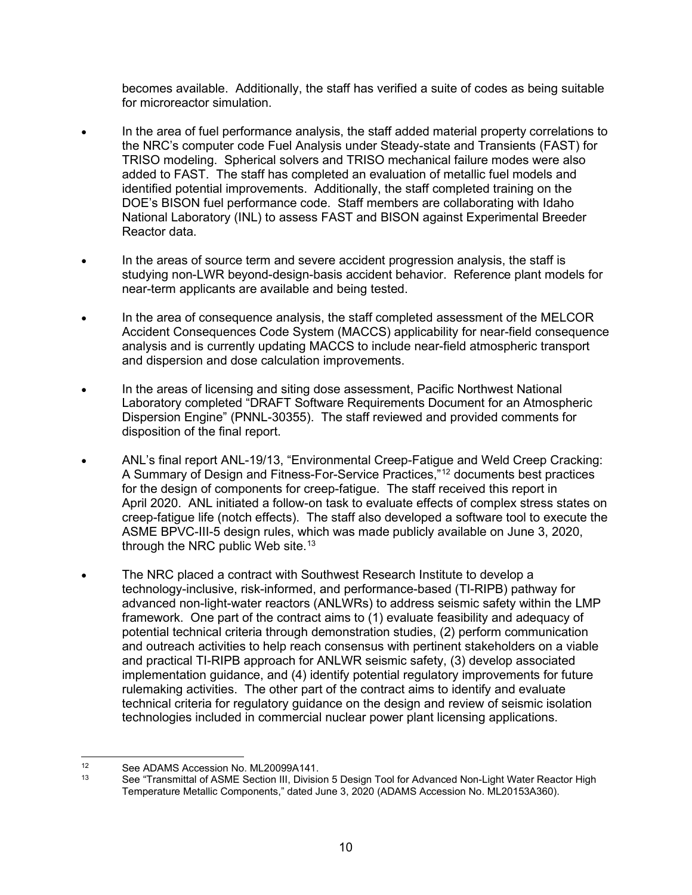becomes available. Additionally, the staff has verified a suite of codes as being suitable for microreactor simulation.

- In the area of fuel performance analysis, the staff added material property correlations to the NRC's computer code Fuel Analysis under Steady-state and Transients (FAST) for TRISO modeling. Spherical solvers and TRISO mechanical failure modes were also added to FAST. The staff has completed an evaluation of metallic fuel models and identified potential improvements. Additionally, the staff completed training on the DOE's BISON fuel performance code. Staff members are collaborating with Idaho National Laboratory (INL) to assess FAST and BISON against Experimental Breeder Reactor data.

- In the areas of source term and severe accident progression analysis, the staff is studying non-LWR beyond-design-basis accident behavior. Reference plant models for near-term applicants are available and being tested.

- In the area of consequence analysis, the staff completed assessment of the MELCOR Accident Consequences Code System (MACCS) applicability for near-field consequence analysis and is currently updating MACCS to include near-field atmospheric transport and dispersion and dose calculation improvements.

- In the areas of licensing and siting dose assessment, Pacific Northwest National Laboratory completed "DRAFT Software Requirements Document for an Atmospheric Dispersion Engine" (PNNL-30355). The staff reviewed and provided comments for disposition of the final report.

- ANL's final report ANL-19/13, "Environmental Creep-Fatigue and Weld Creep Cracking: A Summary of Design and Fitness-For-Service Practices,"[12] documents best practices for the design of components for creep-fatigue. The staff received this report in April 2020. ANL initiated a follow-on task to evaluate effects of complex stress states on creep-fatigue life (notch effects). The staff also developed a software tool to execute the ASME BPVC-III-5 design rules, which was made publicly available on June 3, 2020, through the NRC public Web site.[13]

- The NRC placed a contract with Southwest Research Institute to develop a technology-inclusive, risk-informed, and performance-based (TI-RIPB) pathway for advanced non-light-water reactors (ANLWRs) to address seismic safety within the LMP framework. One part of the contract aims to (1) evaluate feasibility and adequacy of potential technical criteria through demonstration studies, (2) perform communication and outreach activities to help reach consensus with pertinent stakeholders on a viable and practical TI-RIPB approach for ANLWR seismic safety, (3) develop associated implementation guidance, and (4) identify potential regulatory improvements for future rulemaking activities. The other part of the contract aims to identify and evaluate technical criteria for regulatory guidance on the design and review of seismic isolation technologies included in commercial nuclear power plant licensing applications.

---

[12] See ADAMS Accession No. ML20099A141.

[13] See "Transmittal of ASME Section III, Division 5 Design Tool for Advanced Non-Light Water Reactor High Temperature Metallic Components," dated June 3, 2020 (ADAMS Accession No. ML20153A360).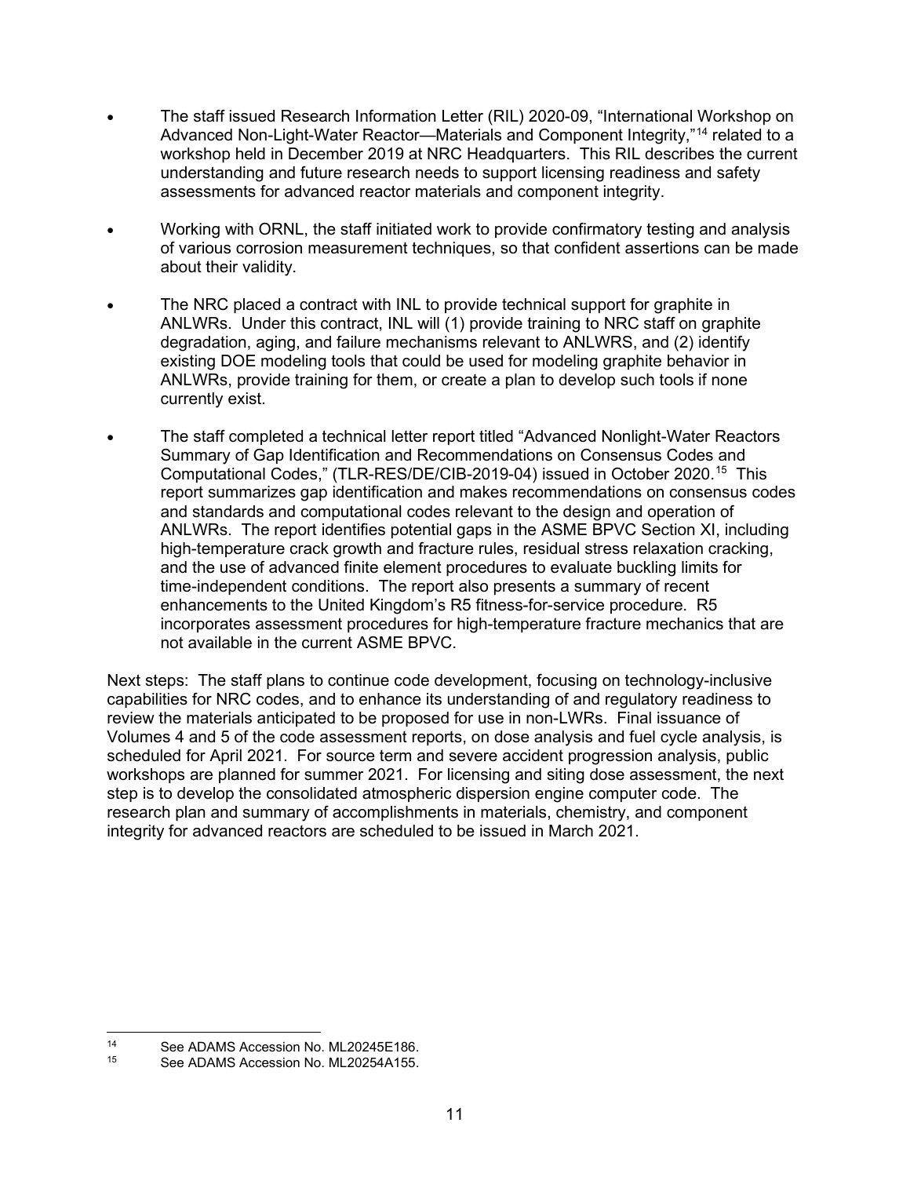- The staff issued Research Information Letter (RIL) 2020-09, "International Workshop on Advanced Non-Light-Water Reactor—Materials and Component Integrity,"[14] related to a workshop held in December 2019 at NRC Headquarters. This RIL describes the current understanding and future research needs to support licensing readiness and safety assessments for advanced reactor materials and component integrity.

- Working with ORNL, the staff initiated work to provide confirmatory testing and analysis of various corrosion measurement techniques, so that confident assertions can be made about their validity.

- The NRC placed a contract with INL to provide technical support for graphite in ANLWRs. Under this contract, INL will (1) provide training to NRC staff on graphite degradation, aging, and failure mechanisms relevant to ANLWRS, and (2) identify existing DOE modeling tools that could be used for modeling graphite behavior in ANLWRs, provide training for them, or create a plan to develop such tools if none currently exist.

- The staff completed a technical letter report titled "Advanced Nonlight-Water Reactors Summary of Gap Identification and Recommendations on Consensus Codes and Computational Codes," (TLR-RES/DE/CIB-2019-04) issued in October 2020.[15] This report summarizes gap identification and makes recommendations on consensus codes and standards and computational codes relevant to the design and operation of ANLWRs. The report identifies potential gaps in the ASME BPVC Section XI, including high-temperature crack growth and fracture rules, residual stress relaxation cracking, and the use of advanced finite element procedures to evaluate buckling limits for time-independent conditions. The report also presents a summary of recent enhancements to the United Kingdom's R5 fitness-for-service procedure. R5 incorporates assessment procedures for high-temperature fracture mechanics that are not available in the current ASME BPVC.

Next steps: The staff plans to continue code development, focusing on technology-inclusive capabilities for NRC codes, and to enhance its understanding of and regulatory readiness to review the materials anticipated to be proposed for use in non-LWRs. Final issuance of Volumes 4 and 5 of the code assessment reports, on dose analysis and fuel cycle analysis, is scheduled for April 2021. For source term and severe accident progression analysis, public workshops are planned for summer 2021. For licensing and siting dose assessment, the next step is to develop the consolidated atmospheric dispersion engine computer code. The research plan and summary of accomplishments in materials, chemistry, and component integrity for advanced reactors are scheduled to be issued in March 2021.

---

[14] See ADAMS Accession No. ML20245E186.

[15] See ADAMS Accession No. ML20254A155.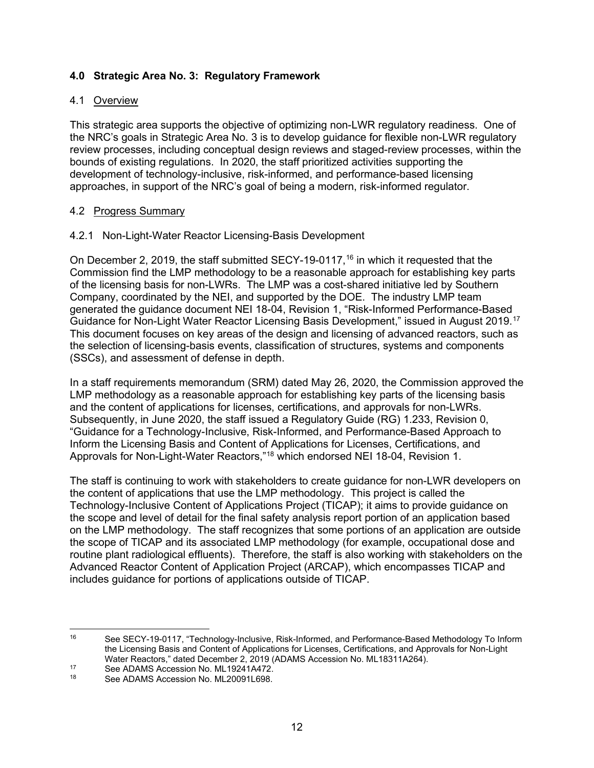## 4.0 Strategic Area No. 3: Regulatory Framework

### 4.1 Overview

This strategic area supports the objective of optimizing non-LWR regulatory readiness. One of the NRC's goals in Strategic Area No. 3 is to develop guidance for flexible non-LWR regulatory review processes, including conceptual design reviews and staged-review processes, within the bounds of existing regulations. In 2020, the staff prioritized activities supporting the development of technology-inclusive, risk-informed, and performance-based licensing approaches, in support of the NRC's goal of being a modern, risk-informed regulator.

### 4.2 Progress Summary

#### 4.2.1 Non-Light-Water Reactor Licensing-Basis Development

On December 2, 2019, the staff submitted SECY-19-0117,[16] in which it requested that the Commission find the LMP methodology to be a reasonable approach for establishing key parts of the licensing basis for non-LWRs. The LMP was a cost-shared initiative led by Southern Company, coordinated by the NEI, and supported by the DOE. The industry LMP team generated the guidance document NEI 18-04, Revision 1, "Risk-Informed Performance-Based Guidance for Non-Light Water Reactor Licensing Basis Development," issued in August 2019.[17] This document focuses on key areas of the design and licensing of advanced reactors, such as the selection of licensing-basis events, classification of structures, systems and components (SSCs), and assessment of defense in depth.

In a staff requirements memorandum (SRM) dated May 26, 2020, the Commission approved the LMP methodology as a reasonable approach for establishing key parts of the licensing basis and the content of applications for licenses, certifications, and approvals for non-LWRs. Subsequently, in June 2020, the staff issued a Regulatory Guide (RG) 1.233, Revision 0, "Guidance for a Technology-Inclusive, Risk-Informed, and Performance-Based Approach to Inform the Licensing Basis and Content of Applications for Licenses, Certifications, and Approvals for Non-Light-Water Reactors,"[18] which endorsed NEI 18-04, Revision 1.

The staff is continuing to work with stakeholders to create guidance for non-LWR developers on the content of applications that use the LMP methodology. This project is called the Technology-Inclusive Content of Applications Project (TICAP); it aims to provide guidance on the scope and level of detail for the final safety analysis report portion of an application based on the LMP methodology. The staff recognizes that some portions of an application are outside the scope of TICAP and its associated LMP methodology (for example, occupational dose and routine plant radiological effluents). Therefore, the staff is also working with stakeholders on the Advanced Reactor Content of Application Project (ARCAP), which encompasses TICAP and includes guidance for portions of applications outside of TICAP.

---

[16] See SECY-19-0117, "Technology-Inclusive, Risk-Informed, and Performance-Based Methodology To Inform the Licensing Basis and Content of Applications for Licenses, Certifications, and Approvals for Non-Light Water Reactors," dated December 2, 2019 (ADAMS Accession No. ML18311A264).

[17] See ADAMS Accession No. ML19241A472.

[18] See ADAMS Accession No. ML20091L698.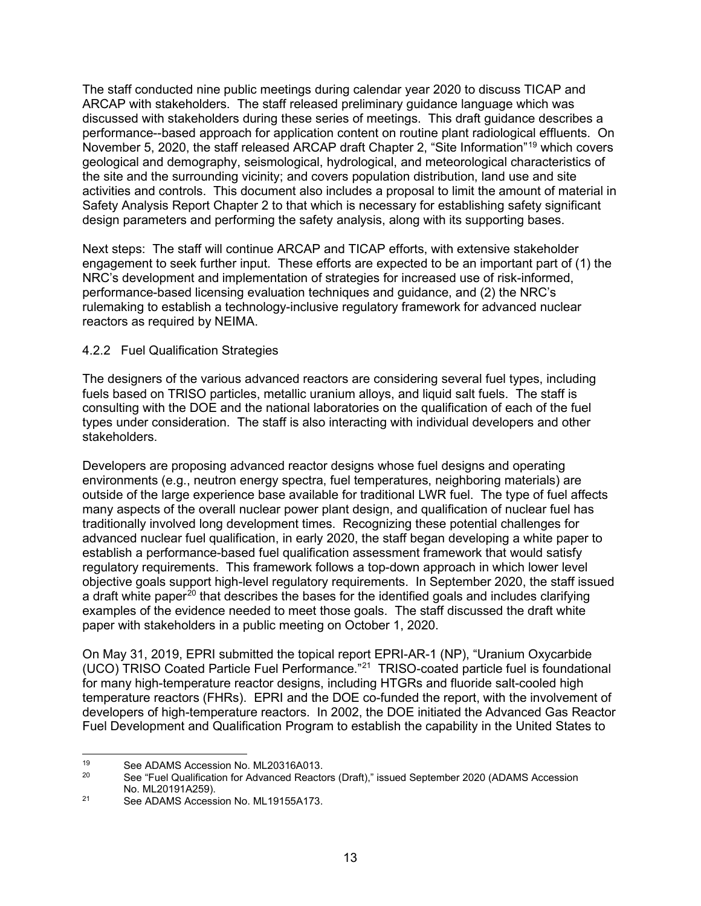The staff conducted nine public meetings during calendar year 2020 to discuss TICAP and ARCAP with stakeholders. The staff released preliminary guidance language which was discussed with stakeholders during these series of meetings. This draft guidance describes a performance--based approach for application content on routine plant radiological effluents. On November 5, 2020, the staff released ARCAP draft Chapter 2, "Site Information"[19] which covers geological and demography, seismological, hydrological, and meteorological characteristics of the site and the surrounding vicinity; and covers population distribution, land use and site activities and controls. This document also includes a proposal to limit the amount of material in Safety Analysis Report Chapter 2 to that which is necessary for establishing safety significant design parameters and performing the safety analysis, along with its supporting bases.

Next steps: The staff will continue ARCAP and TICAP efforts, with extensive stakeholder engagement to seek further input. These efforts are expected to be an important part of (1) the NRC's development and implementation of strategies for increased use of risk-informed, performance-based licensing evaluation techniques and guidance, and (2) the NRC's rulemaking to establish a technology-inclusive regulatory framework for advanced nuclear reactors as required by NEIMA.

### 4.2.2 Fuel Qualification Strategies

The designers of the various advanced reactors are considering several fuel types, including fuels based on TRISO particles, metallic uranium alloys, and liquid salt fuels. The staff is consulting with the DOE and the national laboratories on the qualification of each of the fuel types under consideration. The staff is also interacting with individual developers and other stakeholders.

Developers are proposing advanced reactor designs whose fuel designs and operating environments (e.g., neutron energy spectra, fuel temperatures, neighboring materials) are outside of the large experience base available for traditional LWR fuel. The type of fuel affects many aspects of the overall nuclear power plant design, and qualification of nuclear fuel has traditionally involved long development times. Recognizing these potential challenges for advanced nuclear fuel qualification, in early 2020, the staff began developing a white paper to establish a performance-based fuel qualification assessment framework that would satisfy regulatory requirements. This framework follows a top-down approach in which lower level objective goals support high-level regulatory requirements. In September 2020, the staff issued a draft white paper[20] that describes the bases for the identified goals and includes clarifying examples of the evidence needed to meet those goals. The staff discussed the draft white paper with stakeholders in a public meeting on October 1, 2020.

On May 31, 2019, EPRI submitted the topical report EPRI-AR-1 (NP), "Uranium Oxycarbide (UCO) TRISO Coated Particle Fuel Performance."[21] TRISO-coated particle fuel is foundational for many high-temperature reactor designs, including HTGRs and fluoride salt-cooled high temperature reactors (FHRs). EPRI and the DOE co-funded the report, with the involvement of developers of high-temperature reactors. In 2002, the DOE initiated the Advanced Gas Reactor Fuel Development and Qualification Program to establish the capability in the United States to

---

[19] See ADAMS Accession No. ML20316A013.

[20] See "Fuel Qualification for Advanced Reactors (Draft)," issued September 2020 (ADAMS Accession No. ML20191A259).

[21] See ADAMS Accession No. ML19155A173.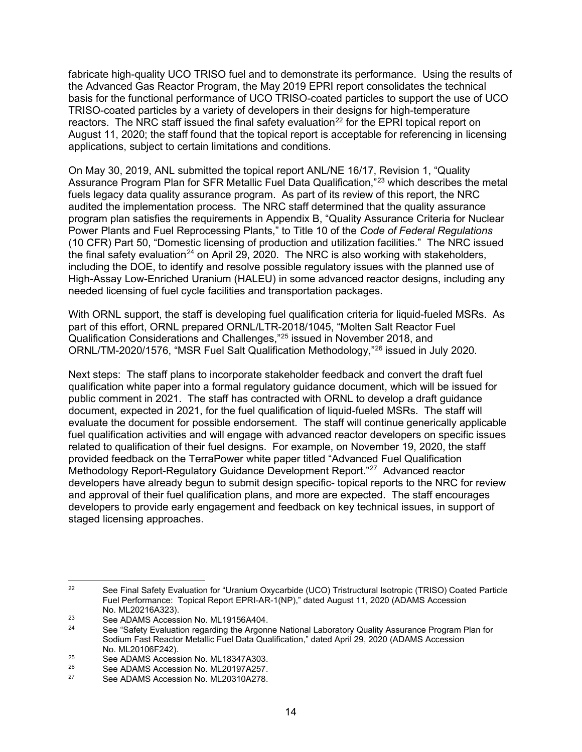fabricate high-quality UCO TRISO fuel and to demonstrate its performance. Using the results of the Advanced Gas Reactor Program, the May 2019 EPRI report consolidates the technical basis for the functional performance of UCO TRISO-coated particles to support the use of UCO TRISO-coated particles by a variety of developers in their designs for high-temperature reactors. The NRC staff issued the final safety evaluation[22] for the EPRI topical report on August 11, 2020; the staff found that the topical report is acceptable for referencing in licensing applications, subject to certain limitations and conditions.

On May 30, 2019, ANL submitted the topical report ANL/NE 16/17, Revision 1, "Quality Assurance Program Plan for SFR Metallic Fuel Data Qualification,"[23] which describes the metal fuels legacy data quality assurance program. As part of its review of this report, the NRC audited the implementation process. The NRC staff determined that the quality assurance program plan satisfies the requirements in Appendix B, "Quality Assurance Criteria for Nuclear Power Plants and Fuel Reprocessing Plants," to Title 10 of the *Code of Federal Regulations* (10 CFR) Part 50, "Domestic licensing of production and utilization facilities." The NRC issued the final safety evaluation[24] on April 29, 2020. The NRC is also working with stakeholders, including the DOE, to identify and resolve possible regulatory issues with the planned use of High-Assay Low-Enriched Uranium (HALEU) in some advanced reactor designs, including any needed licensing of fuel cycle facilities and transportation packages.

With ORNL support, the staff is developing fuel qualification criteria for liquid-fueled MSRs. As part of this effort, ORNL prepared ORNL/LTR-2018/1045, "Molten Salt Reactor Fuel Qualification Considerations and Challenges,"[25] issued in November 2018, and ORNL/TM-2020/1576, "MSR Fuel Salt Qualification Methodology,"[26] issued in July 2020.

Next steps: The staff plans to incorporate stakeholder feedback and convert the draft fuel qualification white paper into a formal regulatory guidance document, which will be issued for public comment in 2021. The staff has contracted with ORNL to develop a draft guidance document, expected in 2021, for the fuel qualification of liquid-fueled MSRs. The staff will evaluate the document for possible endorsement. The staff will continue generically applicable fuel qualification activities and will engage with advanced reactor developers on specific issues related to qualification of their fuel designs. For example, on November 19, 2020, the staff provided feedback on the TerraPower white paper titled "Advanced Fuel Qualification Methodology Report-Regulatory Guidance Development Report."[27] Advanced reactor developers have already begun to submit design specific- topical reports to the NRC for review and approval of their fuel qualification plans, and more are expected. The staff encourages developers to provide early engagement and feedback on key technical issues, in support of staged licensing approaches.

---

[22] See Final Safety Evaluation for "Uranium Oxycarbide (UCO) Tristructural Isotropic (TRISO) Coated Particle Fuel Performance: Topical Report EPRI-AR-1(NP)," dated August 11, 2020 (ADAMS Accession No. ML20216A323).

[23] See ADAMS Accession No. ML19156A404.

[24] See "Safety Evaluation regarding the Argonne National Laboratory Quality Assurance Program Plan for Sodium Fast Reactor Metallic Fuel Data Qualification," dated April 29, 2020 (ADAMS Accession No. ML20106F242).

[25] See ADAMS Accession No. ML18347A303.

[26] See ADAMS Accession No. ML20197A257.

[27] See ADAMS Accession No. ML20310A278.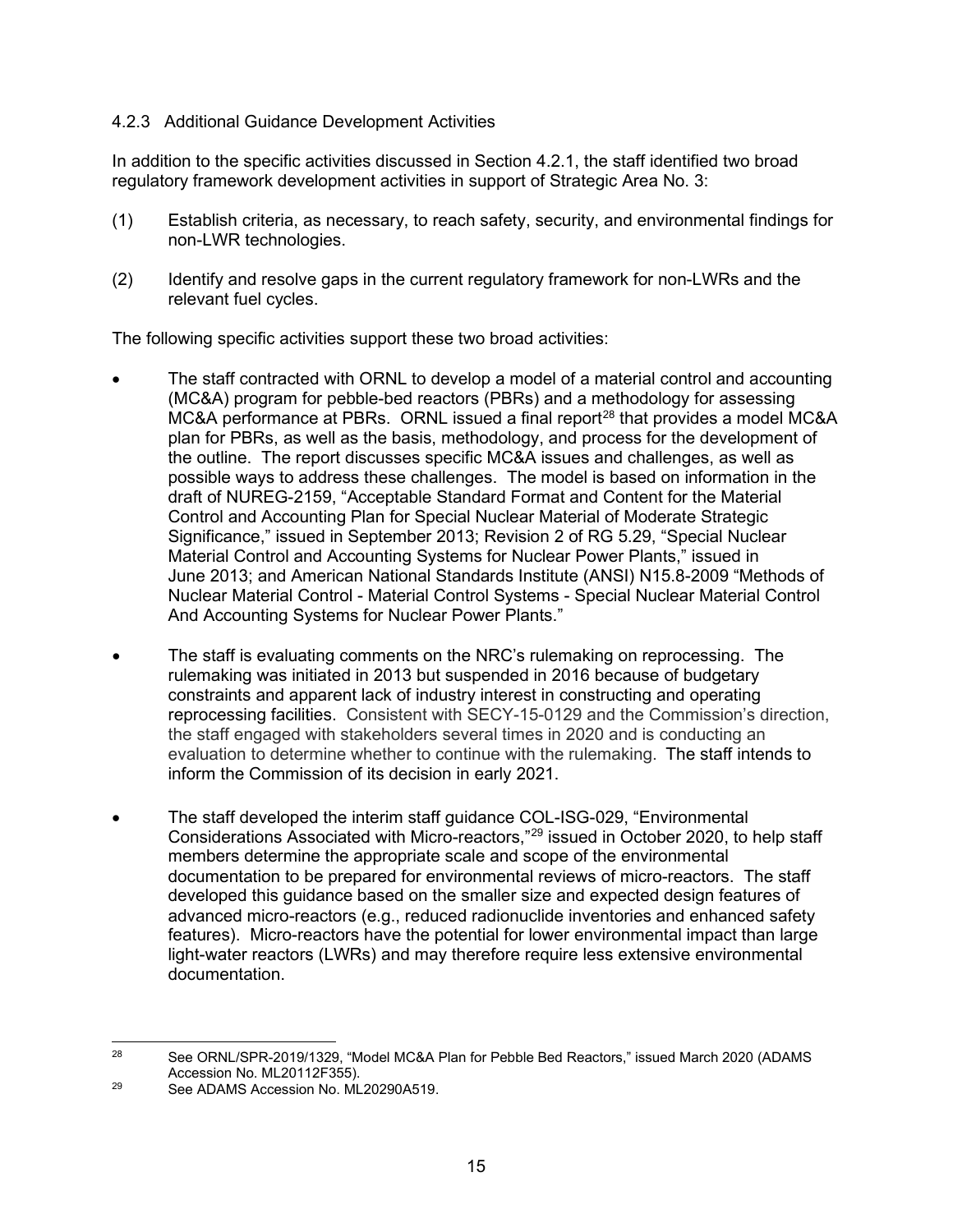#### 4.2.3 Additional Guidance Development Activities

In addition to the specific activities discussed in Section 4.2.1, the staff identified two broad regulatory framework development activities in support of Strategic Area No. 3:

(1) Establish criteria, as necessary, to reach safety, security, and environmental findings for non-LWR technologies.

(2) Identify and resolve gaps in the current regulatory framework for non-LWRs and the relevant fuel cycles.

The following specific activities support these two broad activities:

- The staff contracted with ORNL to develop a model of a material control and accounting (MC&A) program for pebble-bed reactors (PBRs) and a methodology for assessing MC&A performance at PBRs. ORNL issued a final report[28] that provides a model MC&A plan for PBRs, as well as the basis, methodology, and process for the development of the outline. The report discusses specific MC&A issues and challenges, as well as possible ways to address these challenges. The model is based on information in the draft of NUREG-2159, "Acceptable Standard Format and Content for the Material Control and Accounting Plan for Special Nuclear Material of Moderate Strategic Significance," issued in September 2013; Revision 2 of RG 5.29, "Special Nuclear Material Control and Accounting Systems for Nuclear Power Plants," issued in June 2013; and American National Standards Institute (ANSI) N15.8-2009 "Methods of Nuclear Material Control - Material Control Systems - Special Nuclear Material Control And Accounting Systems for Nuclear Power Plants."

- The staff is evaluating comments on the NRC's rulemaking on reprocessing. The rulemaking was initiated in 2013 but suspended in 2016 because of budgetary constraints and apparent lack of industry interest in constructing and operating reprocessing facilities. Consistent with SECY-15-0129 and the Commission's direction, the staff engaged with stakeholders several times in 2020 and is conducting an evaluation to determine whether to continue with the rulemaking. The staff intends to inform the Commission of its decision in early 2021.

- The staff developed the interim staff guidance COL-ISG-029, "Environmental Considerations Associated with Micro-reactors,"[29] issued in October 2020, to help staff members determine the appropriate scale and scope of the environmental documentation to be prepared for environmental reviews of micro-reactors. The staff developed this guidance based on the smaller size and expected design features of advanced micro-reactors (e.g., reduced radionuclide inventories and enhanced safety features). Micro-reactors have the potential for lower environmental impact than large light-water reactors (LWRs) and may therefore require less extensive environmental documentation.

---

[28] See ORNL/SPR-2019/1329, "Model MC&A Plan for Pebble Bed Reactors," issued March 2020 (ADAMS Accession No. ML20112F355).

[29] See ADAMS Accession No. ML20290A519.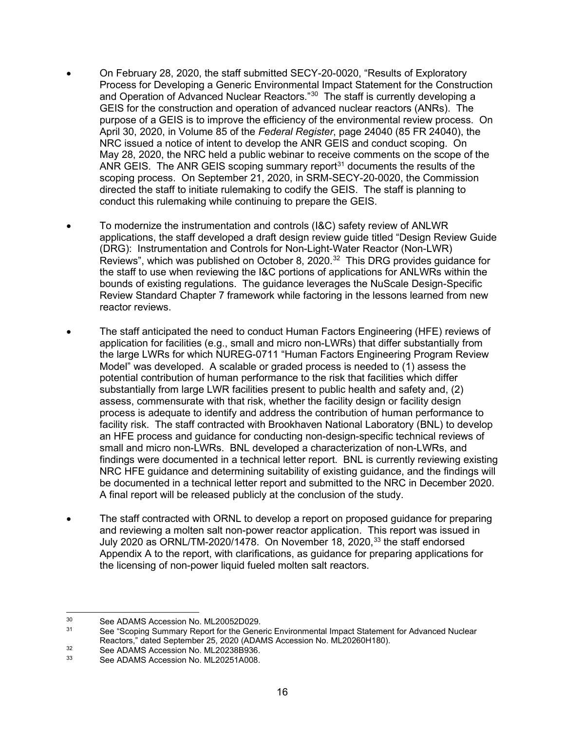- On February 28, 2020, the staff submitted SECY-20-0020, "Results of Exploratory Process for Developing a Generic Environmental Impact Statement for the Construction and Operation of Advanced Nuclear Reactors."[30] The staff is currently developing a GEIS for the construction and operation of advanced nuclear reactors (ANRs). The purpose of a GEIS is to improve the efficiency of the environmental review process. On April 30, 2020, in Volume 85 of the *Federal Register*, page 24040 (85 FR 24040), the NRC issued a notice of intent to develop the ANR GEIS and conduct scoping. On May 28, 2020, the NRC held a public webinar to receive comments on the scope of the ANR GEIS. The ANR GEIS scoping summary report[31] documents the results of the scoping process. On September 21, 2020, in SRM-SECY-20-0020, the Commission directed the staff to initiate rulemaking to codify the GEIS. The staff is planning to conduct this rulemaking while continuing to prepare the GEIS.

- To modernize the instrumentation and controls (I&C) safety review of ANLWR applications, the staff developed a draft design review guide titled "Design Review Guide (DRG): Instrumentation and Controls for Non-Light-Water Reactor (Non-LWR) Reviews", which was published on October 8, 2020.[32] This DRG provides guidance for the staff to use when reviewing the I&C portions of applications for ANLWRs within the bounds of existing regulations. The guidance leverages the NuScale Design-Specific Review Standard Chapter 7 framework while factoring in the lessons learned from new reactor reviews.

- The staff anticipated the need to conduct Human Factors Engineering (HFE) reviews of application for facilities (e.g., small and micro non-LWRs) that differ substantially from the large LWRs for which NUREG-0711 "Human Factors Engineering Program Review Model" was developed. A scalable or graded process is needed to (1) assess the potential contribution of human performance to the risk that facilities which differ substantially from large LWR facilities present to public health and safety and, (2) assess, commensurate with that risk, whether the facility design or facility design process is adequate to identify and address the contribution of human performance to facility risk. The staff contracted with Brookhaven National Laboratory (BNL) to develop an HFE process and guidance for conducting non-design-specific technical reviews of small and micro non-LWRs. BNL developed a characterization of non-LWRs, and findings were documented in a technical letter report. BNL is currently reviewing existing NRC HFE guidance and determining suitability of existing guidance, and the findings will be documented in a technical letter report and submitted to the NRC in December 2020. A final report will be released publicly at the conclusion of the study.

- The staff contracted with ORNL to develop a report on proposed guidance for preparing and reviewing a molten salt non-power reactor application. This report was issued in July 2020 as ORNL/TM-2020/1478. On November 18, 2020,[33] the staff endorsed Appendix A to the report, with clarifications, as guidance for preparing applications for the licensing of non-power liquid fueled molten salt reactors.

---

[30] See ADAMS Accession No. ML20052D029.

[31] See "Scoping Summary Report for the Generic Environmental Impact Statement for Advanced Nuclear Reactors," dated September 25, 2020 (ADAMS Accession No. ML20260H180).

[32] See ADAMS Accession No. ML20238B936.

[33] See ADAMS Accession No. ML20251A008.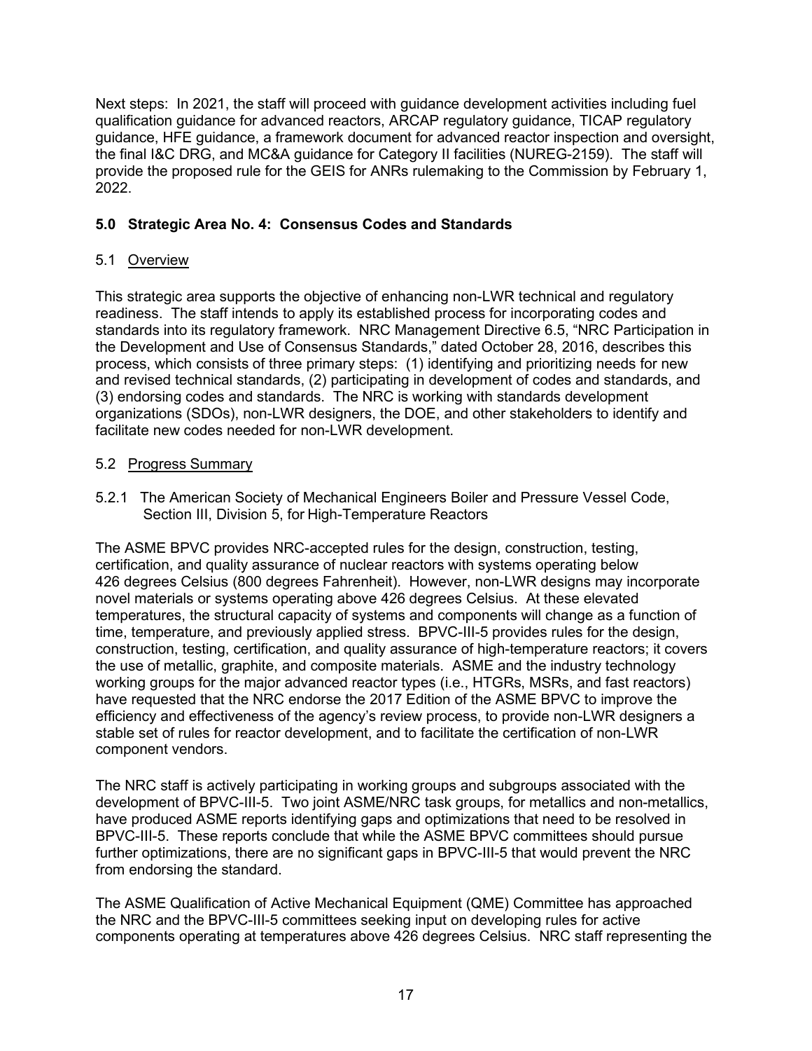Next steps: In 2021, the staff will proceed with guidance development activities including fuel qualification guidance for advanced reactors, ARCAP regulatory guidance, TICAP regulatory guidance, HFE guidance, a framework document for advanced reactor inspection and oversight, the final I&C DRG, and MC&A guidance for Category II facilities (NUREG-2159). The staff will provide the proposed rule for the GEIS for ANRs rulemaking to the Commission by February 1, 2022.

## 5.0 Strategic Area No. 4: Consensus Codes and Standards

### 5.1 Overview

This strategic area supports the objective of enhancing non-LWR technical and regulatory readiness. The staff intends to apply its established process for incorporating codes and standards into its regulatory framework. NRC Management Directive 6.5, "NRC Participation in the Development and Use of Consensus Standards," dated October 28, 2016, describes this process, which consists of three primary steps: (1) identifying and prioritizing needs for new and revised technical standards, (2) participating in development of codes and standards, and (3) endorsing codes and standards. The NRC is working with standards development organizations (SDOs), non-LWR designers, the DOE, and other stakeholders to identify and facilitate new codes needed for non-LWR development.

### 5.2 Progress Summary

#### 5.2.1 The American Society of Mechanical Engineers Boiler and Pressure Vessel Code, Section III, Division 5, for High-Temperature Reactors

The ASME BPVC provides NRC-accepted rules for the design, construction, testing, certification, and quality assurance of nuclear reactors with systems operating below 426 degrees Celsius (800 degrees Fahrenheit). However, non-LWR designs may incorporate novel materials or systems operating above 426 degrees Celsius. At these elevated temperatures, the structural capacity of systems and components will change as a function of time, temperature, and previously applied stress. BPVC-III-5 provides rules for the design, construction, testing, certification, and quality assurance of high-temperature reactors; it covers the use of metallic, graphite, and composite materials. ASME and the industry technology working groups for the major advanced reactor types (i.e., HTGRs, MSRs, and fast reactors) have requested that the NRC endorse the 2017 Edition of the ASME BPVC to improve the efficiency and effectiveness of the agency's review process, to provide non-LWR designers a stable set of rules for reactor development, and to facilitate the certification of non-LWR component vendors.

The NRC staff is actively participating in working groups and subgroups associated with the development of BPVC-III-5. Two joint ASME/NRC task groups, for metallics and non-metallics, have produced ASME reports identifying gaps and optimizations that need to be resolved in BPVC-III-5. These reports conclude that while the ASME BPVC committees should pursue further optimizations, there are no significant gaps in BPVC-III-5 that would prevent the NRC from endorsing the standard.

The ASME Qualification of Active Mechanical Equipment (QME) Committee has approached the NRC and the BPVC-III-5 committees seeking input on developing rules for active components operating at temperatures above 426 degrees Celsius. NRC staff representing the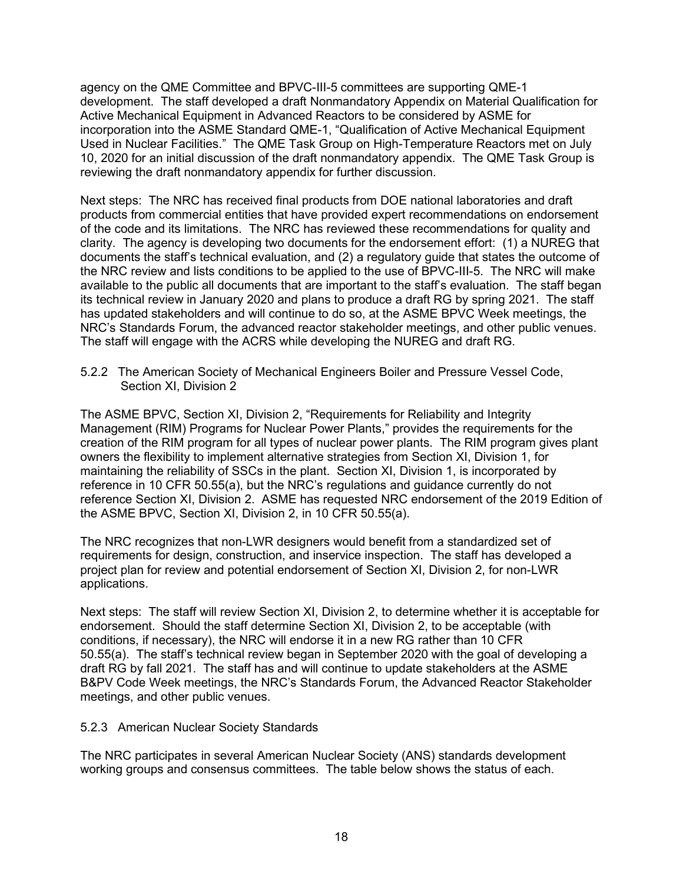agency on the QME Committee and BPVC-III-5 committees are supporting QME-1 development. The staff developed a draft Nonmandatory Appendix on Material Qualification for Active Mechanical Equipment in Advanced Reactors to be considered by ASME for incorporation into the ASME Standard QME-1, "Qualification of Active Mechanical Equipment Used in Nuclear Facilities." The QME Task Group on High-Temperature Reactors met on July 10, 2020 for an initial discussion of the draft nonmandatory appendix. The QME Task Group is reviewing the draft nonmandatory appendix for further discussion.

Next steps: The NRC has received final products from DOE national laboratories and draft products from commercial entities that have provided expert recommendations on endorsement of the code and its limitations. The NRC has reviewed these recommendations for quality and clarity. The agency is developing two documents for the endorsement effort: (1) a NUREG that documents the staff's technical evaluation, and (2) a regulatory guide that states the outcome of the NRC review and lists conditions to be applied to the use of BPVC-III-5. The NRC will make available to the public all documents that are important to the staff's evaluation. The staff began its technical review in January 2020 and plans to produce a draft RG by spring 2021. The staff has updated stakeholders and will continue to do so, at the ASME BPVC Week meetings, the NRC's Standards Forum, the advanced reactor stakeholder meetings, and other public venues. The staff will engage with the ACRS while developing the NUREG and draft RG.

### 5.2.2 The American Society of Mechanical Engineers Boiler and Pressure Vessel Code, Section XI, Division 2

The ASME BPVC, Section XI, Division 2, "Requirements for Reliability and Integrity Management (RIM) Programs for Nuclear Power Plants," provides the requirements for the creation of the RIM program for all types of nuclear power plants. The RIM program gives plant owners the flexibility to implement alternative strategies from Section XI, Division 1, for maintaining the reliability of SSCs in the plant. Section XI, Division 1, is incorporated by reference in 10 CFR 50.55(a), but the NRC's regulations and guidance currently do not reference Section XI, Division 2. ASME has requested NRC endorsement of the 2019 Edition of the ASME BPVC, Section XI, Division 2, in 10 CFR 50.55(a).

The NRC recognizes that non-LWR designers would benefit from a standardized set of requirements for design, construction, and inservice inspection. The staff has developed a project plan for review and potential endorsement of Section XI, Division 2, for non-LWR applications.

Next steps: The staff will review Section XI, Division 2, to determine whether it is acceptable for endorsement. Should the staff determine Section XI, Division 2, to be acceptable (with conditions, if necessary), the NRC will endorse it in a new RG rather than 10 CFR 50.55(a). The staff's technical review began in September 2020 with the goal of developing a draft RG by fall 2021. The staff has and will continue to update stakeholders at the ASME B&PV Code Week meetings, the NRC's Standards Forum, the Advanced Reactor Stakeholder meetings, and other public venues.

### 5.2.3 American Nuclear Society Standards

The NRC participates in several American Nuclear Society (ANS) standards development working groups and consensus committees. The table below shows the status of each.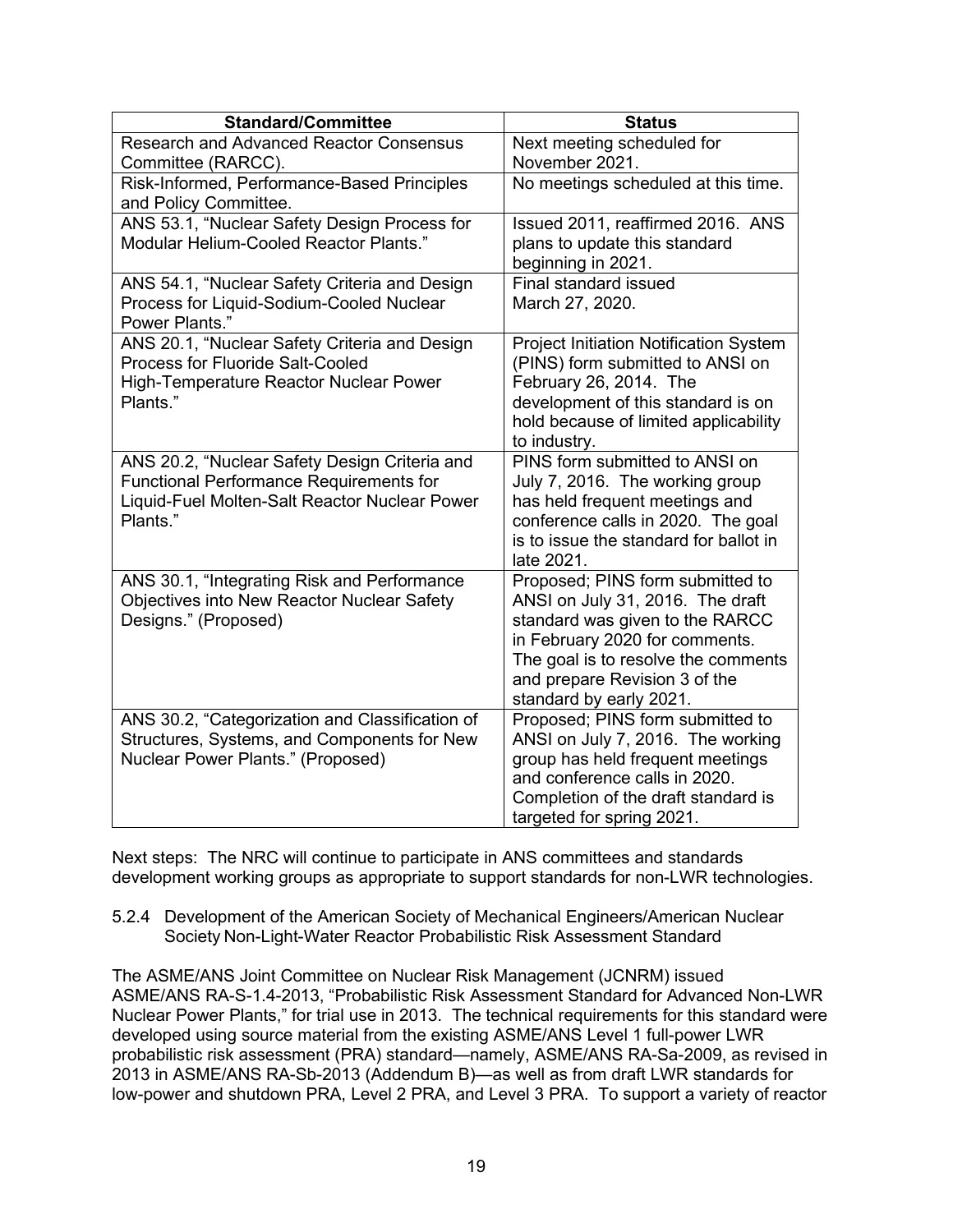| Standard/Committee | Status |
|---|---|
| Research and Advanced Reactor Consensus Committee (RARCC). | Next meeting scheduled for November 2021. |
| Risk-Informed, Performance-Based Principles and Policy Committee. | No meetings scheduled at this time. |
| ANS 53.1, "Nuclear Safety Design Process for Modular Helium-Cooled Reactor Plants." | Issued 2011, reaffirmed 2016. ANS plans to update this standard beginning in 2021. |
| ANS 54.1, "Nuclear Safety Criteria and Design Process for Liquid-Sodium-Cooled Nuclear Power Plants." | Final standard issued March 27, 2020. |
| ANS 20.1, "Nuclear Safety Criteria and Design Process for Fluoride Salt-Cooled High-Temperature Reactor Nuclear Power Plants." | Project Initiation Notification System (PINS) form submitted to ANSI on February 26, 2014. The development of this standard is on hold because of limited applicability to industry. |
| ANS 20.2, "Nuclear Safety Design Criteria and Functional Performance Requirements for Liquid-Fuel Molten-Salt Reactor Nuclear Power Plants." | PINS form submitted to ANSI on July 7, 2016. The working group has held frequent meetings and conference calls in 2020. The goal is to issue the standard for ballot in late 2021. |
| ANS 30.1, "Integrating Risk and Performance Objectives into New Reactor Nuclear Safety Designs." (Proposed) | Proposed; PINS form submitted to ANSI on July 31, 2016. The draft standard was given to the RARCC in February 2020 for comments. The goal is to resolve the comments and prepare Revision 3 of the standard by early 2021. |
| ANS 30.2, "Categorization and Classification of Structures, Systems, and Components for New Nuclear Power Plants." (Proposed) | Proposed; PINS form submitted to ANSI on July 7, 2016. The working group has held frequent meetings and conference calls in 2020. Completion of the draft standard is targeted for spring 2021. |

Next steps: The NRC will continue to participate in ANS committees and standards development working groups as appropriate to support standards for non-LWR technologies.

#### 5.2.4 Development of the American Society of Mechanical Engineers/American Nuclear Society Non-Light-Water Reactor Probabilistic Risk Assessment Standard

The ASME/ANS Joint Committee on Nuclear Risk Management (JCNRM) issued ASME/ANS RA-S-1.4-2013, "Probabilistic Risk Assessment Standard for Advanced Non-LWR Nuclear Power Plants," for trial use in 2013. The technical requirements for this standard were developed using source material from the existing ASME/ANS Level 1 full-power LWR probabilistic risk assessment (PRA) standard—namely, ASME/ANS RA-Sa-2009, as revised in 2013 in ASME/ANS RA-Sb-2013 (Addendum B)—as well as from draft LWR standards for low-power and shutdown PRA, Level 2 PRA, and Level 3 PRA. To support a variety of reactor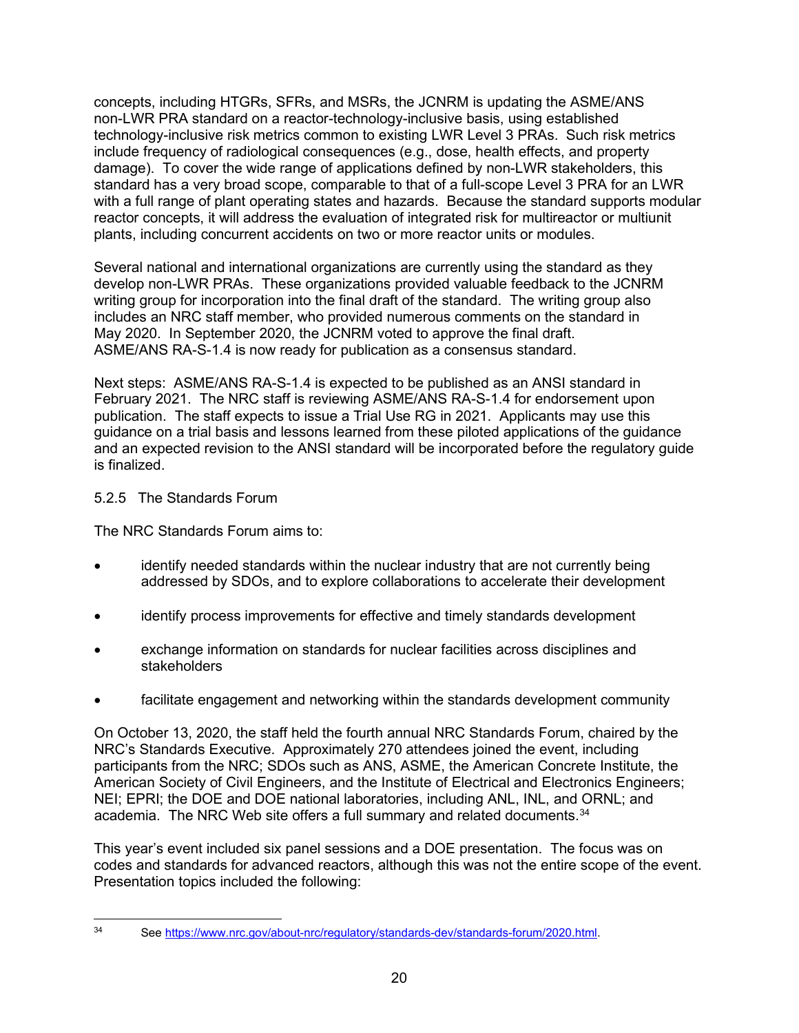concepts, including HTGRs, SFRs, and MSRs, the JCNRM is updating the ASME/ANS non-LWR PRA standard on a reactor-technology-inclusive basis, using established technology-inclusive risk metrics common to existing LWR Level 3 PRAs. Such risk metrics include frequency of radiological consequences (e.g., dose, health effects, and property damage). To cover the wide range of applications defined by non-LWR stakeholders, this standard has a very broad scope, comparable to that of a full-scope Level 3 PRA for an LWR with a full range of plant operating states and hazards. Because the standard supports modular reactor concepts, it will address the evaluation of integrated risk for multireactor or multiunit plants, including concurrent accidents on two or more reactor units or modules.

Several national and international organizations are currently using the standard as they develop non-LWR PRAs. These organizations provided valuable feedback to the JCNRM writing group for incorporation into the final draft of the standard. The writing group also includes an NRC staff member, who provided numerous comments on the standard in May 2020. In September 2020, the JCNRM voted to approve the final draft. ASME/ANS RA-S-1.4 is now ready for publication as a consensus standard.

Next steps: ASME/ANS RA-S-1.4 is expected to be published as an ANSI standard in February 2021. The NRC staff is reviewing ASME/ANS RA-S-1.4 for endorsement upon publication. The staff expects to issue a Trial Use RG in 2021. Applicants may use this guidance on a trial basis and lessons learned from these piloted applications of the guidance and an expected revision to the ANSI standard will be incorporated before the regulatory guide is finalized.

#### 5.2.5 The Standards Forum

The NRC Standards Forum aims to:

- identify needed standards within the nuclear industry that are not currently being addressed by SDOs, and to explore collaborations to accelerate their development
- identify process improvements for effective and timely standards development
- exchange information on standards for nuclear facilities across disciplines and stakeholders
- facilitate engagement and networking within the standards development community

On October 13, 2020, the staff held the fourth annual NRC Standards Forum, chaired by the NRC's Standards Executive. Approximately 270 attendees joined the event, including participants from the NRC; SDOs such as ANS, ASME, the American Concrete Institute, the American Society of Civil Engineers, and the Institute of Electrical and Electronics Engineers; NEI; EPRI; the DOE and DOE national laboratories, including ANL, INL, and ORNL; and academia. The NRC Web site offers a full summary and related documents.[34]

This year's event included six panel sessions and a DOE presentation. The focus was on codes and standards for advanced reactors, although this was not the entire scope of the event. Presentation topics included the following:

---

[34] See https://www.nrc.gov/about-nrc/regulatory/standards-dev/standards-forum/2020.html.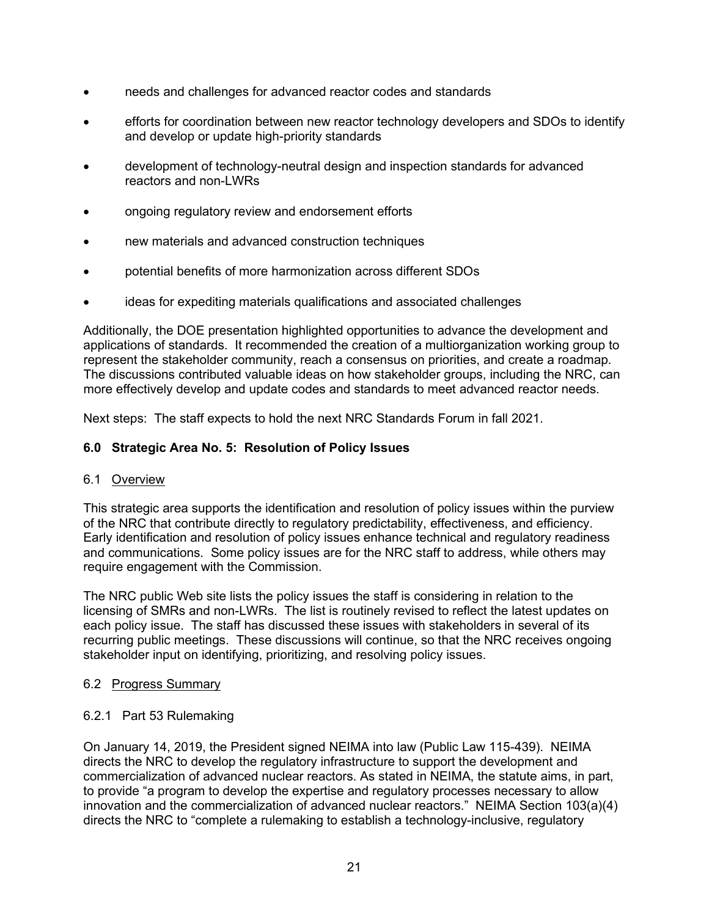- needs and challenges for advanced reactor codes and standards
- efforts for coordination between new reactor technology developers and SDOs to identify and develop or update high-priority standards
- development of technology-neutral design and inspection standards for advanced reactors and non-LWRs
- ongoing regulatory review and endorsement efforts
- new materials and advanced construction techniques
- potential benefits of more harmonization across different SDOs
- ideas for expediting materials qualifications and associated challenges

Additionally, the DOE presentation highlighted opportunities to advance the development and applications of standards. It recommended the creation of a multiorganization working group to represent the stakeholder community, reach a consensus on priorities, and create a roadmap. The discussions contributed valuable ideas on how stakeholder groups, including the NRC, can more effectively develop and update codes and standards to meet advanced reactor needs.

Next steps: The staff expects to hold the next NRC Standards Forum in fall 2021.

## 6.0 Strategic Area No. 5: Resolution of Policy Issues

### 6.1 Overview

This strategic area supports the identification and resolution of policy issues within the purview of the NRC that contribute directly to regulatory predictability, effectiveness, and efficiency. Early identification and resolution of policy issues enhance technical and regulatory readiness and communications. Some policy issues are for the NRC staff to address, while others may require engagement with the Commission.

The NRC public Web site lists the policy issues the staff is considering in relation to the licensing of SMRs and non-LWRs. The list is routinely revised to reflect the latest updates on each policy issue. The staff has discussed these issues with stakeholders in several of its recurring public meetings. These discussions will continue, so that the NRC receives ongoing stakeholder input on identifying, prioritizing, and resolving policy issues.

### 6.2 Progress Summary

#### 6.2.1 Part 53 Rulemaking

On January 14, 2019, the President signed NEIMA into law (Public Law 115-439). NEIMA directs the NRC to develop the regulatory infrastructure to support the development and commercialization of advanced nuclear reactors. As stated in NEIMA, the statute aims, in part, to provide "a program to develop the expertise and regulatory processes necessary to allow innovation and the commercialization of advanced nuclear reactors." NEIMA Section 103(a)(4) directs the NRC to "complete a rulemaking to establish a technology-inclusive, regulatory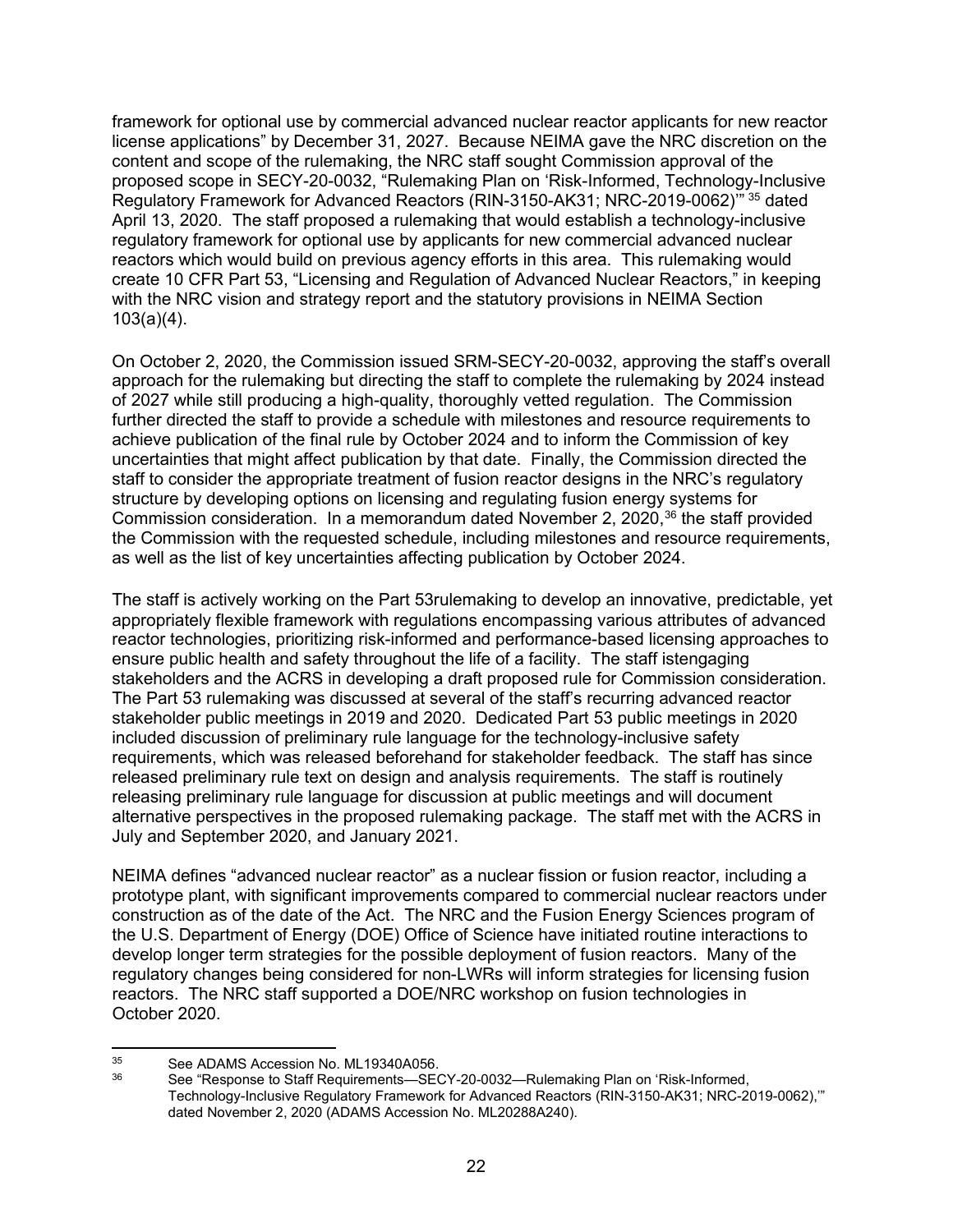framework for optional use by commercial advanced nuclear reactor applicants for new reactor license applications" by December 31, 2027. Because NEIMA gave the NRC discretion on the content and scope of the rulemaking, the NRC staff sought Commission approval of the proposed scope in SECY-20-0032, "Rulemaking Plan on 'Risk-Informed, Technology-Inclusive Regulatory Framework for Advanced Reactors (RIN-3150-AK31; NRC-2019-0062)'" [35] dated April 13, 2020. The staff proposed a rulemaking that would establish a technology-inclusive regulatory framework for optional use by applicants for new commercial advanced nuclear reactors which would build on previous agency efforts in this area. This rulemaking would create 10 CFR Part 53, "Licensing and Regulation of Advanced Nuclear Reactors," in keeping with the NRC vision and strategy report and the statutory provisions in NEIMA Section 103(a)(4).

On October 2, 2020, the Commission issued SRM-SECY-20-0032, approving the staff's overall approach for the rulemaking but directing the staff to complete the rulemaking by 2024 instead of 2027 while still producing a high-quality, thoroughly vetted regulation. The Commission further directed the staff to provide a schedule with milestones and resource requirements to achieve publication of the final rule by October 2024 and to inform the Commission of key uncertainties that might affect publication by that date. Finally, the Commission directed the staff to consider the appropriate treatment of fusion reactor designs in the NRC's regulatory structure by developing options on licensing and regulating fusion energy systems for Commission consideration. In a memorandum dated November 2, 2020,[36] the staff provided the Commission with the requested schedule, including milestones and resource requirements, as well as the list of key uncertainties affecting publication by October 2024.

The staff is actively working on the Part 53rulemaking to develop an innovative, predictable, yet appropriately flexible framework with regulations encompassing various attributes of advanced reactor technologies, prioritizing risk-informed and performance-based licensing approaches to ensure public health and safety throughout the life of a facility. The staff istengaging stakeholders and the ACRS in developing a draft proposed rule for Commission consideration. The Part 53 rulemaking was discussed at several of the staff's recurring advanced reactor stakeholder public meetings in 2019 and 2020. Dedicated Part 53 public meetings in 2020 included discussion of preliminary rule language for the technology-inclusive safety requirements, which was released beforehand for stakeholder feedback. The staff has since released preliminary rule text on design and analysis requirements. The staff is routinely releasing preliminary rule language for discussion at public meetings and will document alternative perspectives in the proposed rulemaking package. The staff met with the ACRS in July and September 2020, and January 2021.

NEIMA defines "advanced nuclear reactor" as a nuclear fission or fusion reactor, including a prototype plant, with significant improvements compared to commercial nuclear reactors under construction as of the date of the Act. The NRC and the Fusion Energy Sciences program of the U.S. Department of Energy (DOE) Office of Science have initiated routine interactions to develop longer term strategies for the possible deployment of fusion reactors. Many of the regulatory changes being considered for non-LWRs will inform strategies for licensing fusion reactors. The NRC staff supported a DOE/NRC workshop on fusion technologies in October 2020.

---

[35] See ADAMS Accession No. ML19340A056.

[36] See "Response to Staff Requirements—SECY-20-0032—Rulemaking Plan on 'Risk-Informed, Technology-Inclusive Regulatory Framework for Advanced Reactors (RIN-3150-AK31; NRC-2019-0062),'" dated November 2, 2020 (ADAMS Accession No. ML20288A240).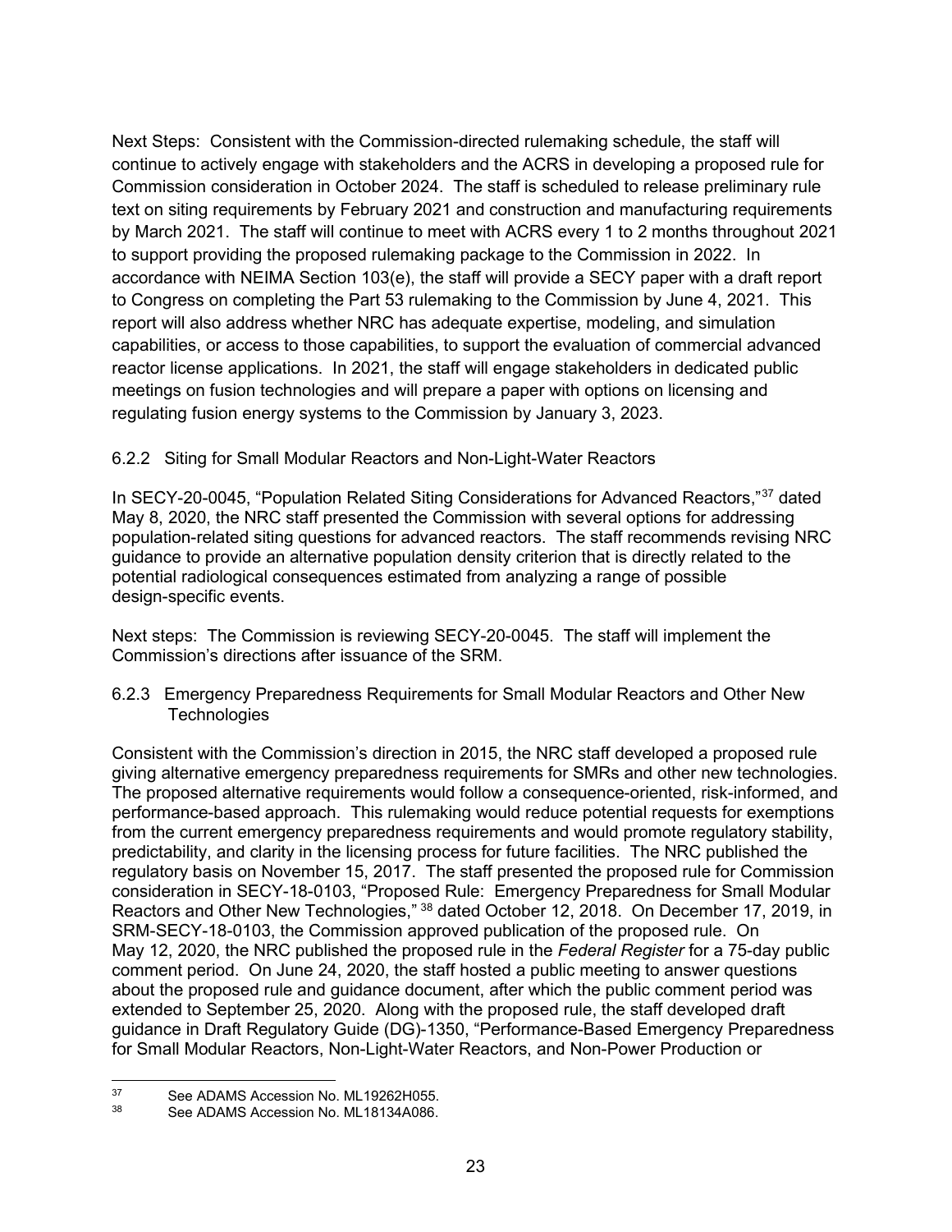Next Steps: Consistent with the Commission-directed rulemaking schedule, the staff will continue to actively engage with stakeholders and the ACRS in developing a proposed rule for Commission consideration in October 2024. The staff is scheduled to release preliminary rule text on siting requirements by February 2021 and construction and manufacturing requirements by March 2021. The staff will continue to meet with ACRS every 1 to 2 months throughout 2021 to support providing the proposed rulemaking package to the Commission in 2022. In accordance with NEIMA Section 103(e), the staff will provide a SECY paper with a draft report to Congress on completing the Part 53 rulemaking to the Commission by June 4, 2021. This report will also address whether NRC has adequate expertise, modeling, and simulation capabilities, or access to those capabilities, to support the evaluation of commercial advanced reactor license applications. In 2021, the staff will engage stakeholders in dedicated public meetings on fusion technologies and will prepare a paper with options on licensing and regulating fusion energy systems to the Commission by January 3, 2023.

### 6.2.2 Siting for Small Modular Reactors and Non-Light-Water Reactors

In SECY-20-0045, "Population Related Siting Considerations for Advanced Reactors,"[37] dated May 8, 2020, the NRC staff presented the Commission with several options for addressing population-related siting questions for advanced reactors. The staff recommends revising NRC guidance to provide an alternative population density criterion that is directly related to the potential radiological consequences estimated from analyzing a range of possible design-specific events.

Next steps: The Commission is reviewing SECY-20-0045. The staff will implement the Commission's directions after issuance of the SRM.

### 6.2.3 Emergency Preparedness Requirements for Small Modular Reactors and Other New Technologies

Consistent with the Commission's direction in 2015, the NRC staff developed a proposed rule giving alternative emergency preparedness requirements for SMRs and other new technologies. The proposed alternative requirements would follow a consequence-oriented, risk-informed, and performance-based approach. This rulemaking would reduce potential requests for exemptions from the current emergency preparedness requirements and would promote regulatory stability, predictability, and clarity in the licensing process for future facilities. The NRC published the regulatory basis on November 15, 2017. The staff presented the proposed rule for Commission consideration in SECY-18-0103, "Proposed Rule: Emergency Preparedness for Small Modular Reactors and Other New Technologies,"[38] dated October 12, 2018. On December 17, 2019, in SRM-SECY-18-0103, the Commission approved publication of the proposed rule. On May 12, 2020, the NRC published the proposed rule in the *Federal Register* for a 75-day public comment period. On June 24, 2020, the staff hosted a public meeting to answer questions about the proposed rule and guidance document, after which the public comment period was extended to September 25, 2020. Along with the proposed rule, the staff developed draft guidance in Draft Regulatory Guide (DG)-1350, "Performance-Based Emergency Preparedness for Small Modular Reactors, Non-Light-Water Reactors, and Non-Power Production or

---

[37] See ADAMS Accession No. ML19262H055.

[38] See ADAMS Accession No. ML18134A086.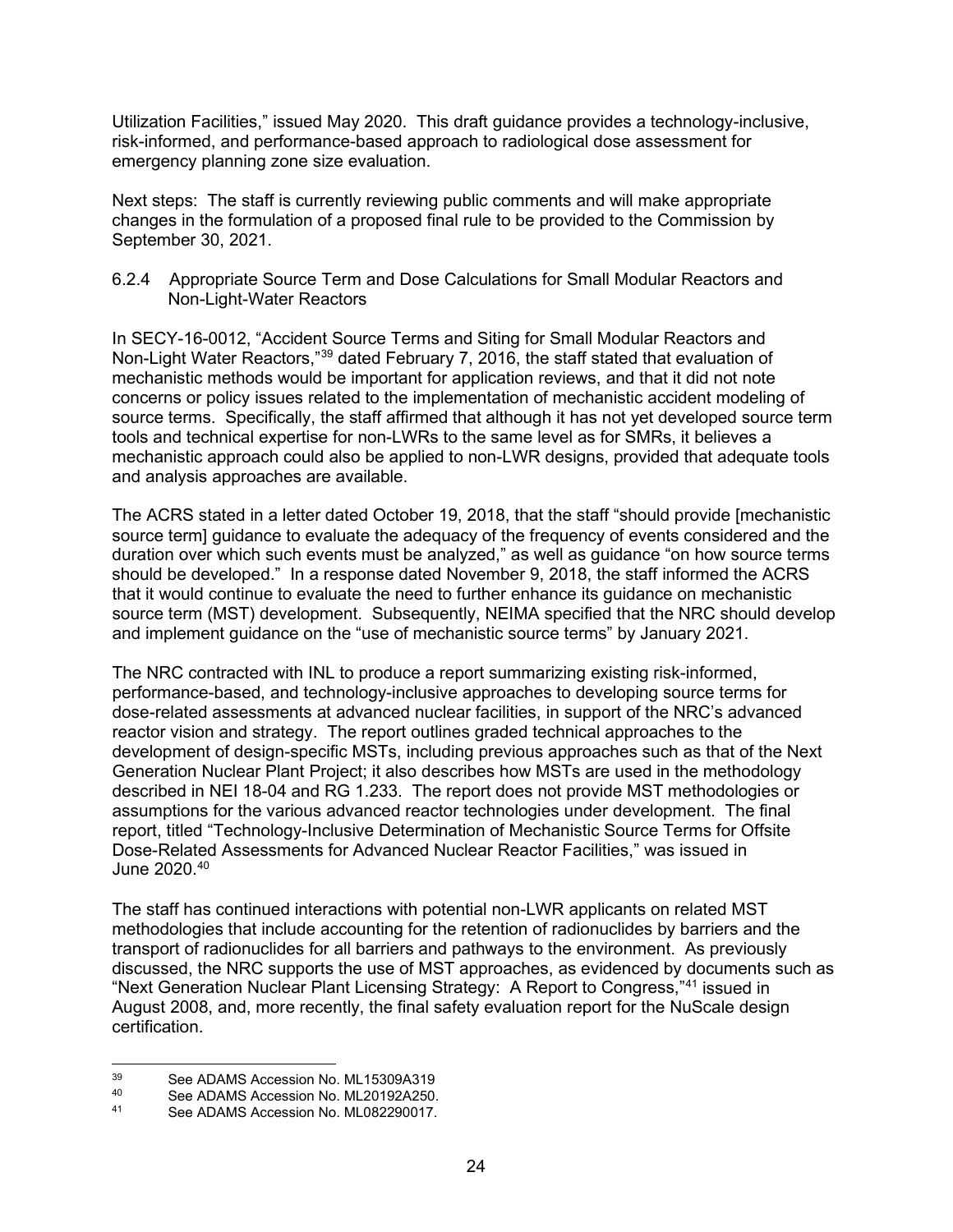Utilization Facilities," issued May 2020. This draft guidance provides a technology-inclusive, risk-informed, and performance-based approach to radiological dose assessment for emergency planning zone size evaluation.

Next steps: The staff is currently reviewing public comments and will make appropriate changes in the formulation of a proposed final rule to be provided to the Commission by September 30, 2021.

#### 6.2.4 Appropriate Source Term and Dose Calculations for Small Modular Reactors and Non-Light-Water Reactors

In SECY-16-0012, "Accident Source Terms and Siting for Small Modular Reactors and Non-Light Water Reactors,"[39] dated February 7, 2016, the staff stated that evaluation of mechanistic methods would be important for application reviews, and that it did not note concerns or policy issues related to the implementation of mechanistic accident modeling of source terms. Specifically, the staff affirmed that although it has not yet developed source term tools and technical expertise for non-LWRs to the same level as for SMRs, it believes a mechanistic approach could also be applied to non-LWR designs, provided that adequate tools and analysis approaches are available.

The ACRS stated in a letter dated October 19, 2018, that the staff "should provide [mechanistic source term] guidance to evaluate the adequacy of the frequency of events considered and the duration over which such events must be analyzed," as well as guidance "on how source terms should be developed." In a response dated November 9, 2018, the staff informed the ACRS that it would continue to evaluate the need to further enhance its guidance on mechanistic source term (MST) development. Subsequently, NEIMA specified that the NRC should develop and implement guidance on the "use of mechanistic source terms" by January 2021.

The NRC contracted with INL to produce a report summarizing existing risk-informed, performance-based, and technology-inclusive approaches to developing source terms for dose-related assessments at advanced nuclear facilities, in support of the NRC's advanced reactor vision and strategy. The report outlines graded technical approaches to the development of design-specific MSTs, including previous approaches such as that of the Next Generation Nuclear Plant Project; it also describes how MSTs are used in the methodology described in NEI 18-04 and RG 1.233. The report does not provide MST methodologies or assumptions for the various advanced reactor technologies under development. The final report, titled "Technology-Inclusive Determination of Mechanistic Source Terms for Offsite Dose-Related Assessments for Advanced Nuclear Reactor Facilities," was issued in June 2020.[40]

The staff has continued interactions with potential non-LWR applicants on related MST methodologies that include accounting for the retention of radionuclides by barriers and the transport of radionuclides for all barriers and pathways to the environment. As previously discussed, the NRC supports the use of MST approaches, as evidenced by documents such as "Next Generation Nuclear Plant Licensing Strategy: A Report to Congress,"[41] issued in August 2008, and, more recently, the final safety evaluation report for the NuScale design certification.

---

[39] See ADAMS Accession No. ML15309A319

[40] See ADAMS Accession No. ML20192A250.

[41] See ADAMS Accession No. ML082290017.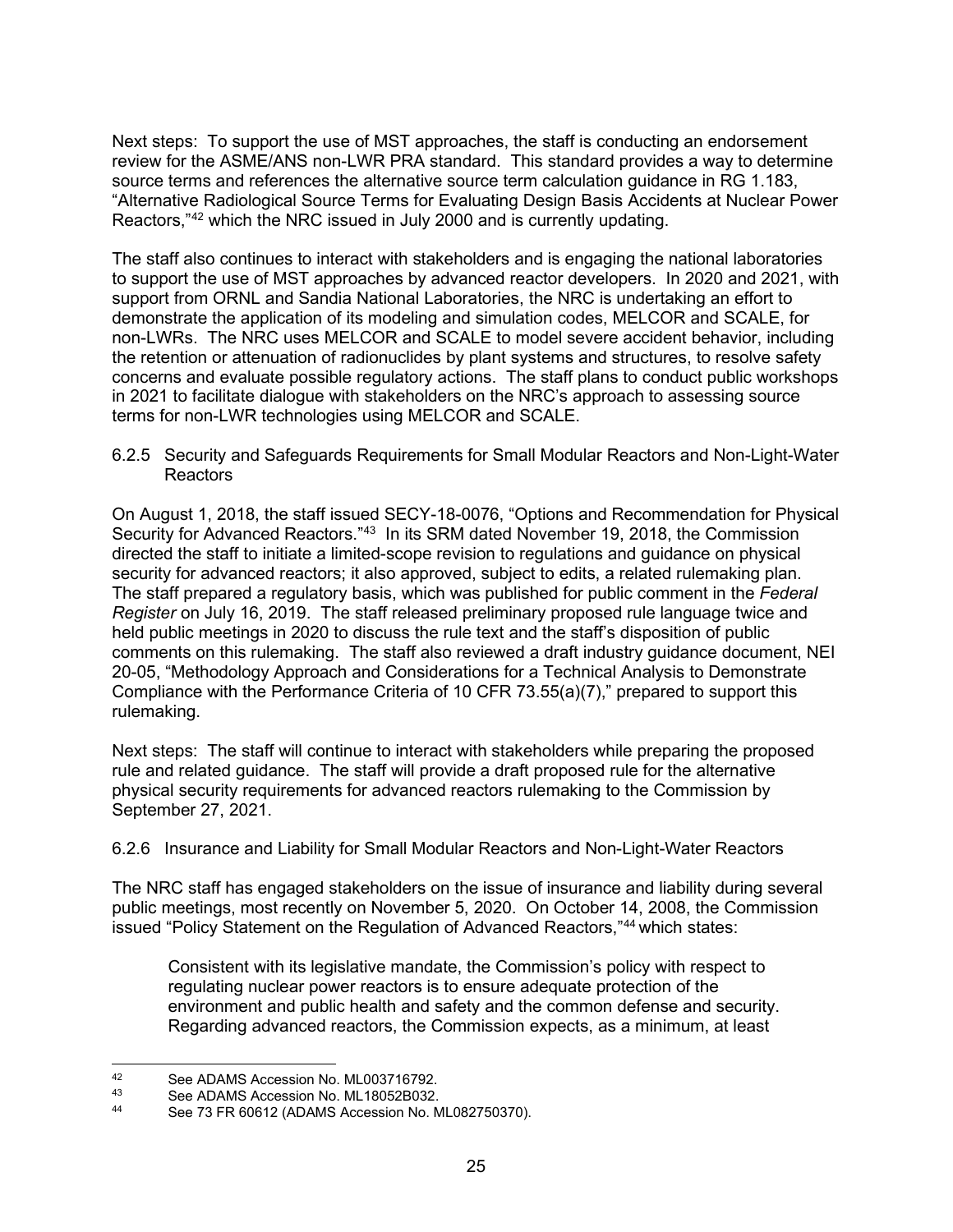Next steps: To support the use of MST approaches, the staff is conducting an endorsement review for the ASME/ANS non-LWR PRA standard. This standard provides a way to determine source terms and references the alternative source term calculation guidance in RG 1.183, "Alternative Radiological Source Terms for Evaluating Design Basis Accidents at Nuclear Power Reactors,"[42] which the NRC issued in July 2000 and is currently updating.

The staff also continues to interact with stakeholders and is engaging the national laboratories to support the use of MST approaches by advanced reactor developers. In 2020 and 2021, with support from ORNL and Sandia National Laboratories, the NRC is undertaking an effort to demonstrate the application of its modeling and simulation codes, MELCOR and SCALE, for non-LWRs. The NRC uses MELCOR and SCALE to model severe accident behavior, including the retention or attenuation of radionuclides by plant systems and structures, to resolve safety concerns and evaluate possible regulatory actions. The staff plans to conduct public workshops in 2021 to facilitate dialogue with stakeholders on the NRC's approach to assessing source terms for non-LWR technologies using MELCOR and SCALE.

### 6.2.5 Security and Safeguards Requirements for Small Modular Reactors and Non-Light-Water Reactors

On August 1, 2018, the staff issued SECY-18-0076, "Options and Recommendation for Physical Security for Advanced Reactors."[43] In its SRM dated November 19, 2018, the Commission directed the staff to initiate a limited-scope revision to regulations and guidance on physical security for advanced reactors; it also approved, subject to edits, a related rulemaking plan. The staff prepared a regulatory basis, which was published for public comment in the *Federal Register* on July 16, 2019. The staff released preliminary proposed rule language twice and held public meetings in 2020 to discuss the rule text and the staff's disposition of public comments on this rulemaking. The staff also reviewed a draft industry guidance document, NEI 20-05, "Methodology Approach and Considerations for a Technical Analysis to Demonstrate Compliance with the Performance Criteria of 10 CFR 73.55(a)(7)," prepared to support this rulemaking.

Next steps: The staff will continue to interact with stakeholders while preparing the proposed rule and related guidance. The staff will provide a draft proposed rule for the alternative physical security requirements for advanced reactors rulemaking to the Commission by September 27, 2021.

### 6.2.6 Insurance and Liability for Small Modular Reactors and Non-Light-Water Reactors

The NRC staff has engaged stakeholders on the issue of insurance and liability during several public meetings, most recently on November 5, 2020. On October 14, 2008, the Commission issued "Policy Statement on the Regulation of Advanced Reactors,"[44] which states:

> Consistent with its legislative mandate, the Commission's policy with respect to regulating nuclear power reactors is to ensure adequate protection of the environment and public health and safety and the common defense and security. Regarding advanced reactors, the Commission expects, as a minimum, at least

---

[42] See ADAMS Accession No. ML003716792.

[43] See ADAMS Accession No. ML18052B032.

[44] See 73 FR 60612 (ADAMS Accession No. ML082750370).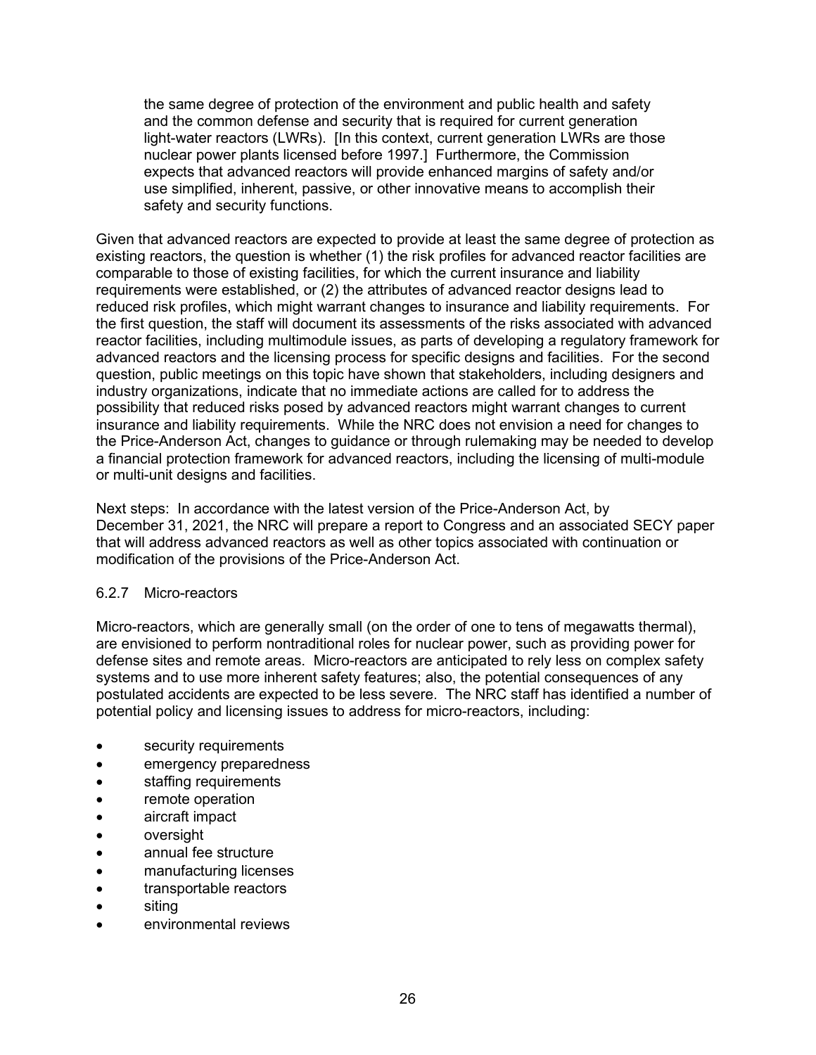> the same degree of protection of the environment and public health and safety and the common defense and security that is required for current generation light-water reactors (LWRs). [In this context, current generation LWRs are those nuclear power plants licensed before 1997.] Furthermore, the Commission expects that advanced reactors will provide enhanced margins of safety and/or use simplified, inherent, passive, or other innovative means to accomplish their safety and security functions.

Given that advanced reactors are expected to provide at least the same degree of protection as existing reactors, the question is whether (1) the risk profiles for advanced reactor facilities are comparable to those of existing facilities, for which the current insurance and liability requirements were established, or (2) the attributes of advanced reactor designs lead to reduced risk profiles, which might warrant changes to insurance and liability requirements. For the first question, the staff will document its assessments of the risks associated with advanced reactor facilities, including multimodule issues, as parts of developing a regulatory framework for advanced reactors and the licensing process for specific designs and facilities. For the second question, public meetings on this topic have shown that stakeholders, including designers and industry organizations, indicate that no immediate actions are called for to address the possibility that reduced risks posed by advanced reactors might warrant changes to current insurance and liability requirements. While the NRC does not envision a need for changes to the Price-Anderson Act, changes to guidance or through rulemaking may be needed to develop a financial protection framework for advanced reactors, including the licensing of multi-module or multi-unit designs and facilities.

Next steps: In accordance with the latest version of the Price-Anderson Act, by December 31, 2021, the NRC will prepare a report to Congress and an associated SECY paper that will address advanced reactors as well as other topics associated with continuation or modification of the provisions of the Price-Anderson Act.

### 6.2.7 Micro-reactors

Micro-reactors, which are generally small (on the order of one to tens of megawatts thermal), are envisioned to perform nontraditional roles for nuclear power, such as providing power for defense sites and remote areas. Micro-reactors are anticipated to rely less on complex safety systems and to use more inherent safety features; also, the potential consequences of any postulated accidents are expected to be less severe. The NRC staff has identified a number of potential policy and licensing issues to address for micro-reactors, including:

- security requirements
- emergency preparedness
- staffing requirements
- remote operation
- aircraft impact
- oversight
- annual fee structure
- manufacturing licenses
- transportable reactors
- siting
- environmental reviews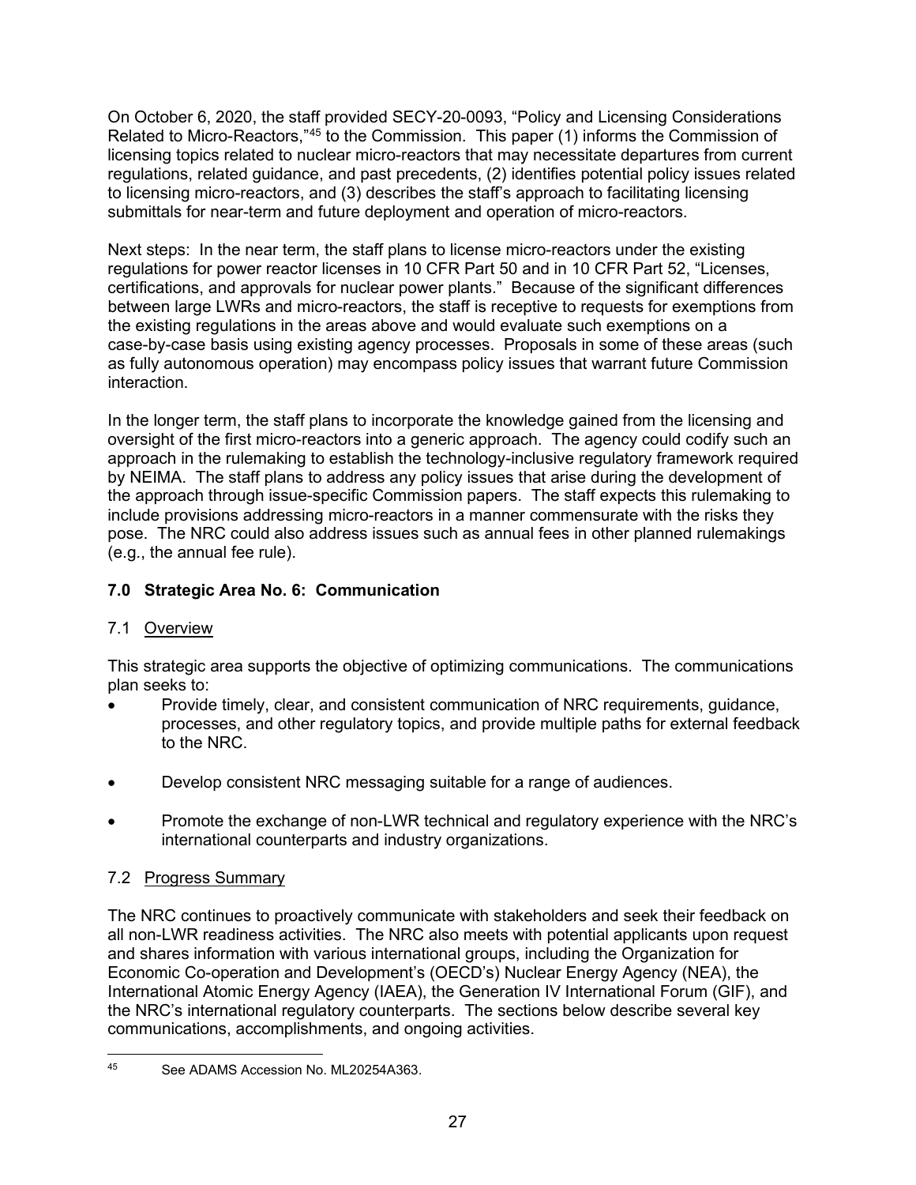On October 6, 2020, the staff provided SECY-20-0093, "Policy and Licensing Considerations Related to Micro-Reactors,"[45] to the Commission. This paper (1) informs the Commission of licensing topics related to nuclear micro-reactors that may necessitate departures from current regulations, related guidance, and past precedents, (2) identifies potential policy issues related to licensing micro-reactors, and (3) describes the staff's approach to facilitating licensing submittals for near-term and future deployment and operation of micro-reactors.

Next steps: In the near term, the staff plans to license micro-reactors under the existing regulations for power reactor licenses in 10 CFR Part 50 and in 10 CFR Part 52, "Licenses, certifications, and approvals for nuclear power plants." Because of the significant differences between large LWRs and micro-reactors, the staff is receptive to requests for exemptions from the existing regulations in the areas above and would evaluate such exemptions on a case-by-case basis using existing agency processes. Proposals in some of these areas (such as fully autonomous operation) may encompass policy issues that warrant future Commission interaction.

In the longer term, the staff plans to incorporate the knowledge gained from the licensing and oversight of the first micro-reactors into a generic approach. The agency could codify such an approach in the rulemaking to establish the technology-inclusive regulatory framework required by NEIMA. The staff plans to address any policy issues that arise during the development of the approach through issue-specific Commission papers. The staff expects this rulemaking to include provisions addressing micro-reactors in a manner commensurate with the risks they pose. The NRC could also address issues such as annual fees in other planned rulemakings (e.g., the annual fee rule).

## 7.0 Strategic Area No. 6: Communication

### 7.1 Overview

This strategic area supports the objective of optimizing communications. The communications plan seeks to:

- Provide timely, clear, and consistent communication of NRC requirements, guidance, processes, and other regulatory topics, and provide multiple paths for external feedback to the NRC.
- Develop consistent NRC messaging suitable for a range of audiences.
- Promote the exchange of non-LWR technical and regulatory experience with the NRC's international counterparts and industry organizations.

### 7.2 Progress Summary

The NRC continues to proactively communicate with stakeholders and seek their feedback on all non-LWR readiness activities. The NRC also meets with potential applicants upon request and shares information with various international groups, including the Organization for Economic Co-operation and Development's (OECD's) Nuclear Energy Agency (NEA), the International Atomic Energy Agency (IAEA), the Generation IV International Forum (GIF), and the NRC's international regulatory counterparts. The sections below describe several key communications, accomplishments, and ongoing activities.

[45] See ADAMS Accession No. ML20254A363.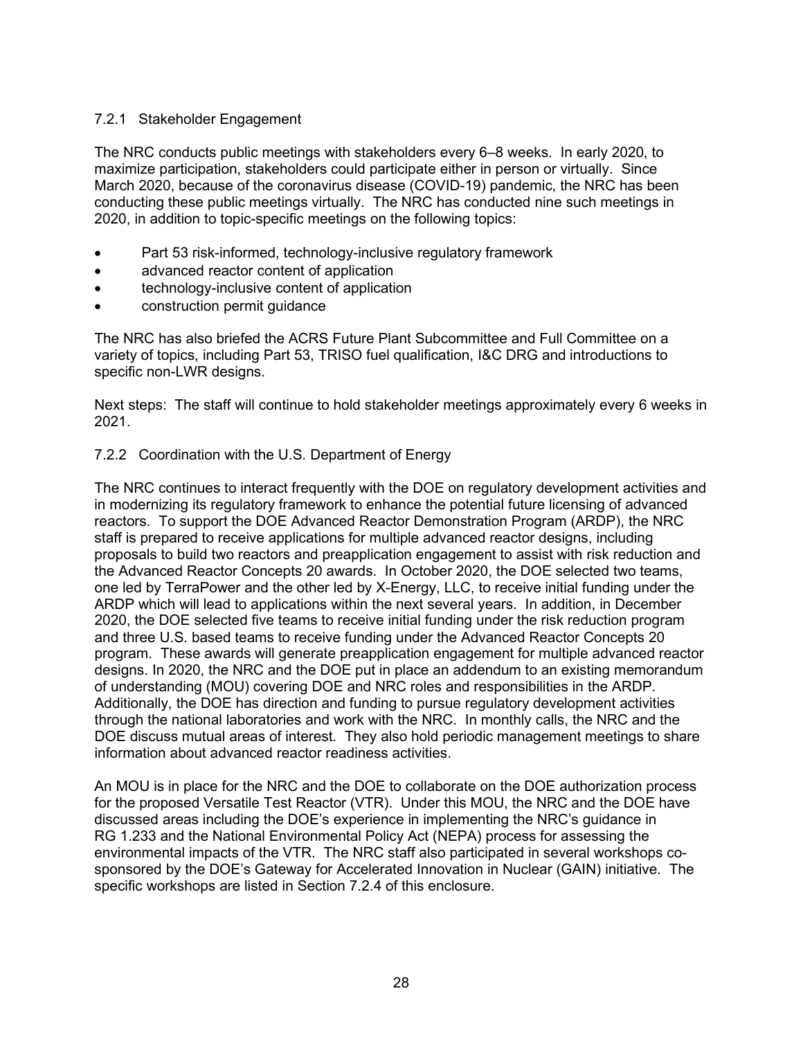### 7.2.1 Stakeholder Engagement

The NRC conducts public meetings with stakeholders every 6–8 weeks. In early 2020, to maximize participation, stakeholders could participate either in person or virtually. Since March 2020, because of the coronavirus disease (COVID-19) pandemic, the NRC has been conducting these public meetings virtually. The NRC has conducted nine such meetings in 2020, in addition to topic-specific meetings on the following topics:

- Part 53 risk-informed, technology-inclusive regulatory framework
- advanced reactor content of application
- technology-inclusive content of application
- construction permit guidance

The NRC has also briefed the ACRS Future Plant Subcommittee and Full Committee on a variety of topics, including Part 53, TRISO fuel qualification, I&C DRG and introductions to specific non-LWR designs.

Next steps: The staff will continue to hold stakeholder meetings approximately every 6 weeks in 2021.

### 7.2.2 Coordination with the U.S. Department of Energy

The NRC continues to interact frequently with the DOE on regulatory development activities and in modernizing its regulatory framework to enhance the potential future licensing of advanced reactors. To support the DOE Advanced Reactor Demonstration Program (ARDP), the NRC staff is prepared to receive applications for multiple advanced reactor designs, including proposals to build two reactors and preapplication engagement to assist with risk reduction and the Advanced Reactor Concepts 20 awards. In October 2020, the DOE selected two teams, one led by TerraPower and the other led by X-Energy, LLC, to receive initial funding under the ARDP which will lead to applications within the next several years. In addition, in December 2020, the DOE selected five teams to receive initial funding under the risk reduction program and three U.S. based teams to receive funding under the Advanced Reactor Concepts 20 program. These awards will generate preapplication engagement for multiple advanced reactor designs. In 2020, the NRC and the DOE put in place an addendum to an existing memorandum of understanding (MOU) covering DOE and NRC roles and responsibilities in the ARDP. Additionally, the DOE has direction and funding to pursue regulatory development activities through the national laboratories and work with the NRC. In monthly calls, the NRC and the DOE discuss mutual areas of interest. They also hold periodic management meetings to share information about advanced reactor readiness activities.

An MOU is in place for the NRC and the DOE to collaborate on the DOE authorization process for the proposed Versatile Test Reactor (VTR). Under this MOU, the NRC and the DOE have discussed areas including the DOE's experience in implementing the NRC's guidance in RG 1.233 and the National Environmental Policy Act (NEPA) process for assessing the environmental impacts of the VTR. The NRC staff also participated in several workshops co-sponsored by the DOE's Gateway for Accelerated Innovation in Nuclear (GAIN) initiative. The specific workshops are listed in Section 7.2.4 of this enclosure.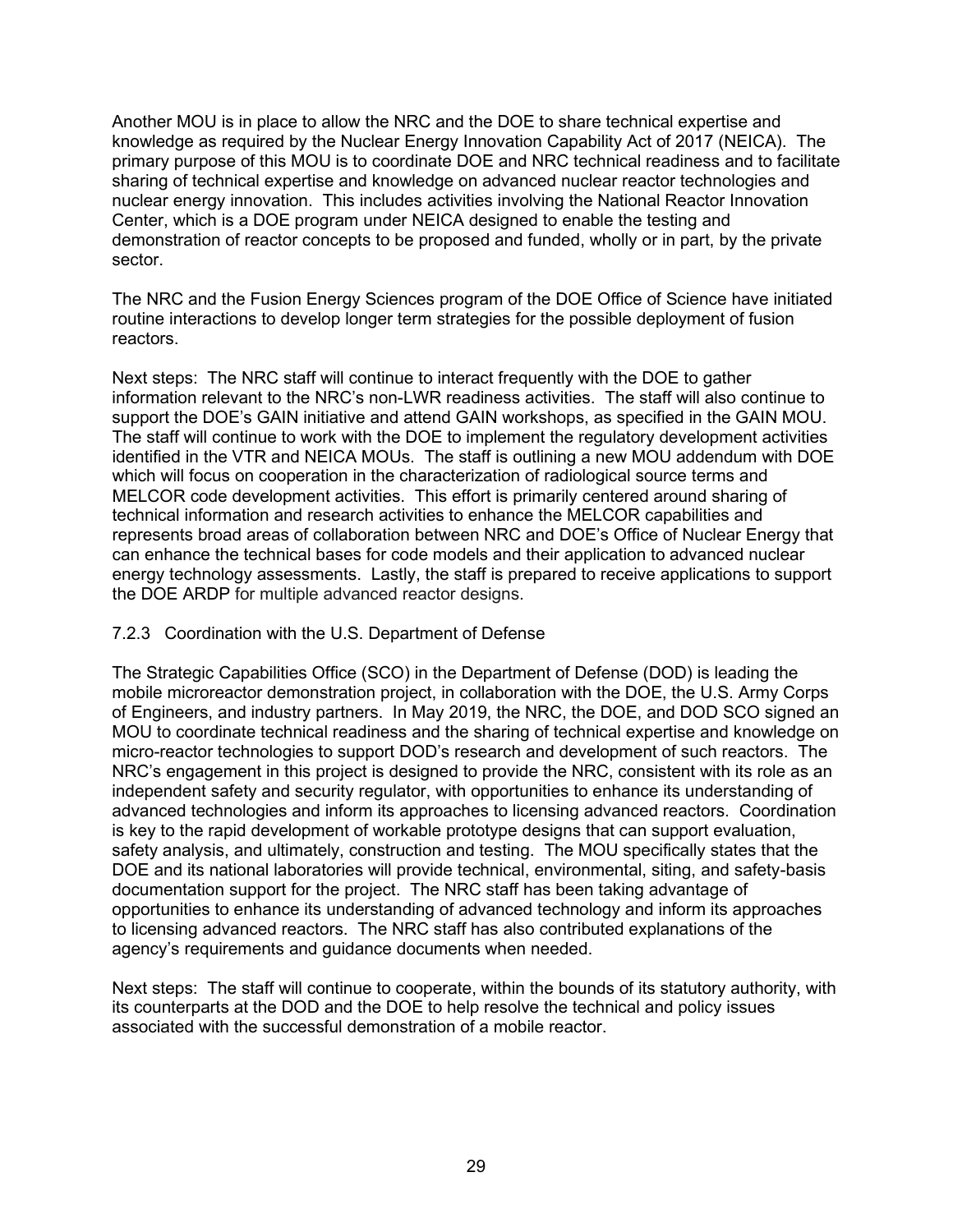Another MOU is in place to allow the NRC and the DOE to share technical expertise and knowledge as required by the Nuclear Energy Innovation Capability Act of 2017 (NEICA). The primary purpose of this MOU is to coordinate DOE and NRC technical readiness and to facilitate sharing of technical expertise and knowledge on advanced nuclear reactor technologies and nuclear energy innovation. This includes activities involving the National Reactor Innovation Center, which is a DOE program under NEICA designed to enable the testing and demonstration of reactor concepts to be proposed and funded, wholly or in part, by the private sector.

The NRC and the Fusion Energy Sciences program of the DOE Office of Science have initiated routine interactions to develop longer term strategies for the possible deployment of fusion reactors.

Next steps: The NRC staff will continue to interact frequently with the DOE to gather information relevant to the NRC's non-LWR readiness activities. The staff will also continue to support the DOE's GAIN initiative and attend GAIN workshops, as specified in the GAIN MOU. The staff will continue to work with the DOE to implement the regulatory development activities identified in the VTR and NEICA MOUs. The staff is outlining a new MOU addendum with DOE which will focus on cooperation in the characterization of radiological source terms and MELCOR code development activities. This effort is primarily centered around sharing of technical information and research activities to enhance the MELCOR capabilities and represents broad areas of collaboration between NRC and DOE's Office of Nuclear Energy that can enhance the technical bases for code models and their application to advanced nuclear energy technology assessments. Lastly, the staff is prepared to receive applications to support the DOE ARDP for multiple advanced reactor designs.

### 7.2.3 Coordination with the U.S. Department of Defense

The Strategic Capabilities Office (SCO) in the Department of Defense (DOD) is leading the mobile microreactor demonstration project, in collaboration with the DOE, the U.S. Army Corps of Engineers, and industry partners. In May 2019, the NRC, the DOE, and DOD SCO signed an MOU to coordinate technical readiness and the sharing of technical expertise and knowledge on micro-reactor technologies to support DOD's research and development of such reactors. The NRC's engagement in this project is designed to provide the NRC, consistent with its role as an independent safety and security regulator, with opportunities to enhance its understanding of advanced technologies and inform its approaches to licensing advanced reactors. Coordination is key to the rapid development of workable prototype designs that can support evaluation, safety analysis, and ultimately, construction and testing. The MOU specifically states that the DOE and its national laboratories will provide technical, environmental, siting, and safety-basis documentation support for the project. The NRC staff has been taking advantage of opportunities to enhance its understanding of advanced technology and inform its approaches to licensing advanced reactors. The NRC staff has also contributed explanations of the agency's requirements and guidance documents when needed.

Next steps: The staff will continue to cooperate, within the bounds of its statutory authority, with its counterparts at the DOD and the DOE to help resolve the technical and policy issues associated with the successful demonstration of a mobile reactor.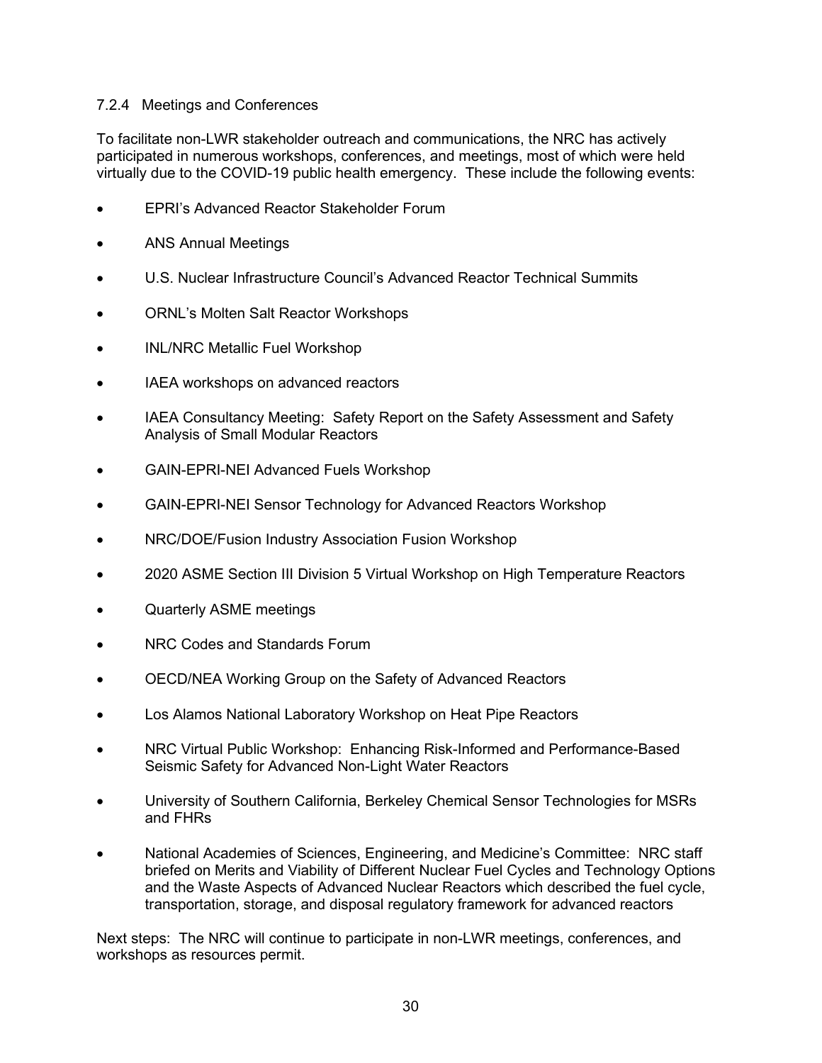### 7.2.4 Meetings and Conferences

To facilitate non-LWR stakeholder outreach and communications, the NRC has actively participated in numerous workshops, conferences, and meetings, most of which were held virtually due to the COVID-19 public health emergency. These include the following events:

- EPRI's Advanced Reactor Stakeholder Forum
- ANS Annual Meetings
- U.S. Nuclear Infrastructure Council's Advanced Reactor Technical Summits
- ORNL's Molten Salt Reactor Workshops
- INL/NRC Metallic Fuel Workshop
- IAEA workshops on advanced reactors
- IAEA Consultancy Meeting: Safety Report on the Safety Assessment and Safety Analysis of Small Modular Reactors
- GAIN-EPRI-NEI Advanced Fuels Workshop
- GAIN-EPRI-NEI Sensor Technology for Advanced Reactors Workshop
- NRC/DOE/Fusion Industry Association Fusion Workshop
- 2020 ASME Section III Division 5 Virtual Workshop on High Temperature Reactors
- Quarterly ASME meetings
- NRC Codes and Standards Forum
- OECD/NEA Working Group on the Safety of Advanced Reactors
- Los Alamos National Laboratory Workshop on Heat Pipe Reactors
- NRC Virtual Public Workshop: Enhancing Risk-Informed and Performance-Based Seismic Safety for Advanced Non-Light Water Reactors
- University of Southern California, Berkeley Chemical Sensor Technologies for MSRs and FHRs
- National Academies of Sciences, Engineering, and Medicine's Committee: NRC staff briefed on Merits and Viability of Different Nuclear Fuel Cycles and Technology Options and the Waste Aspects of Advanced Nuclear Reactors which described the fuel cycle, transportation, storage, and disposal regulatory framework for advanced reactors

Next steps: The NRC will continue to participate in non-LWR meetings, conferences, and workshops as resources permit.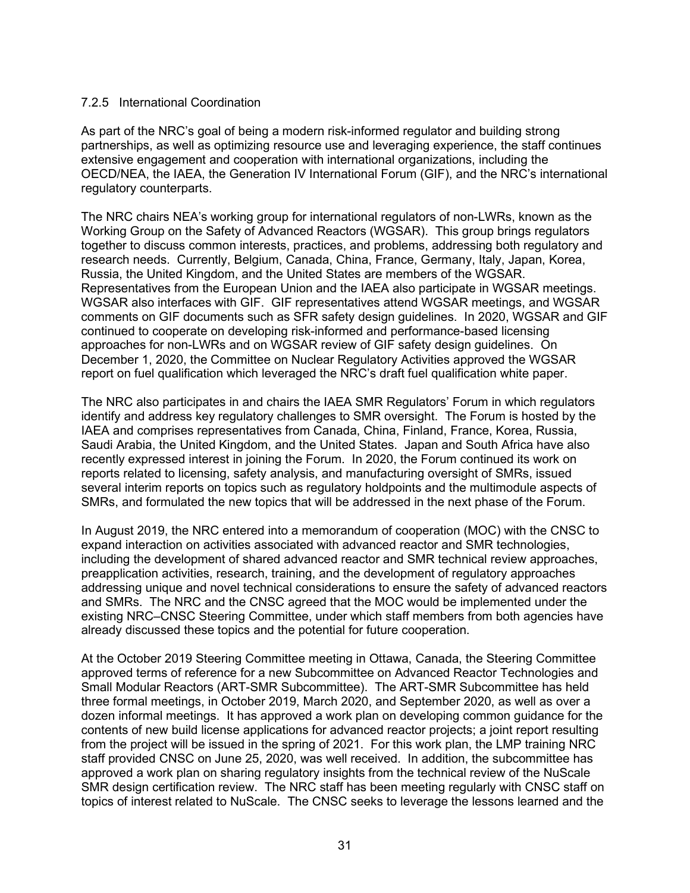### 7.2.5 International Coordination

As part of the NRC's goal of being a modern risk-informed regulator and building strong partnerships, as well as optimizing resource use and leveraging experience, the staff continues extensive engagement and cooperation with international organizations, including the OECD/NEA, the IAEA, the Generation IV International Forum (GIF), and the NRC's international regulatory counterparts.

The NRC chairs NEA's working group for international regulators of non-LWRs, known as the Working Group on the Safety of Advanced Reactors (WGSAR). This group brings regulators together to discuss common interests, practices, and problems, addressing both regulatory and research needs. Currently, Belgium, Canada, China, France, Germany, Italy, Japan, Korea, Russia, the United Kingdom, and the United States are members of the WGSAR. Representatives from the European Union and the IAEA also participate in WGSAR meetings. WGSAR also interfaces with GIF. GIF representatives attend WGSAR meetings, and WGSAR comments on GIF documents such as SFR safety design guidelines. In 2020, WGSAR and GIF continued to cooperate on developing risk-informed and performance-based licensing approaches for non-LWRs and on WGSAR review of GIF safety design guidelines. On December 1, 2020, the Committee on Nuclear Regulatory Activities approved the WGSAR report on fuel qualification which leveraged the NRC's draft fuel qualification white paper.

The NRC also participates in and chairs the IAEA SMR Regulators' Forum in which regulators identify and address key regulatory challenges to SMR oversight. The Forum is hosted by the IAEA and comprises representatives from Canada, China, Finland, France, Korea, Russia, Saudi Arabia, the United Kingdom, and the United States. Japan and South Africa have also recently expressed interest in joining the Forum. In 2020, the Forum continued its work on reports related to licensing, safety analysis, and manufacturing oversight of SMRs, issued several interim reports on topics such as regulatory holdpoints and the multimodule aspects of SMRs, and formulated the new topics that will be addressed in the next phase of the Forum.

In August 2019, the NRC entered into a memorandum of cooperation (MOC) with the CNSC to expand interaction on activities associated with advanced reactor and SMR technologies, including the development of shared advanced reactor and SMR technical review approaches, preapplication activities, research, training, and the development of regulatory approaches addressing unique and novel technical considerations to ensure the safety of advanced reactors and SMRs. The NRC and the CNSC agreed that the MOC would be implemented under the existing NRC–CNSC Steering Committee, under which staff members from both agencies have already discussed these topics and the potential for future cooperation.

At the October 2019 Steering Committee meeting in Ottawa, Canada, the Steering Committee approved terms of reference for a new Subcommittee on Advanced Reactor Technologies and Small Modular Reactors (ART-SMR Subcommittee). The ART-SMR Subcommittee has held three formal meetings, in October 2019, March 2020, and September 2020, as well as over a dozen informal meetings. It has approved a work plan on developing common guidance for the contents of new build license applications for advanced reactor projects; a joint report resulting from the project will be issued in the spring of 2021. For this work plan, the LMP training NRC staff provided CNSC on June 25, 2020, was well received. In addition, the subcommittee has approved a work plan on sharing regulatory insights from the technical review of the NuScale SMR design certification review. The NRC staff has been meeting regularly with CNSC staff on topics of interest related to NuScale. The CNSC seeks to leverage the lessons learned and the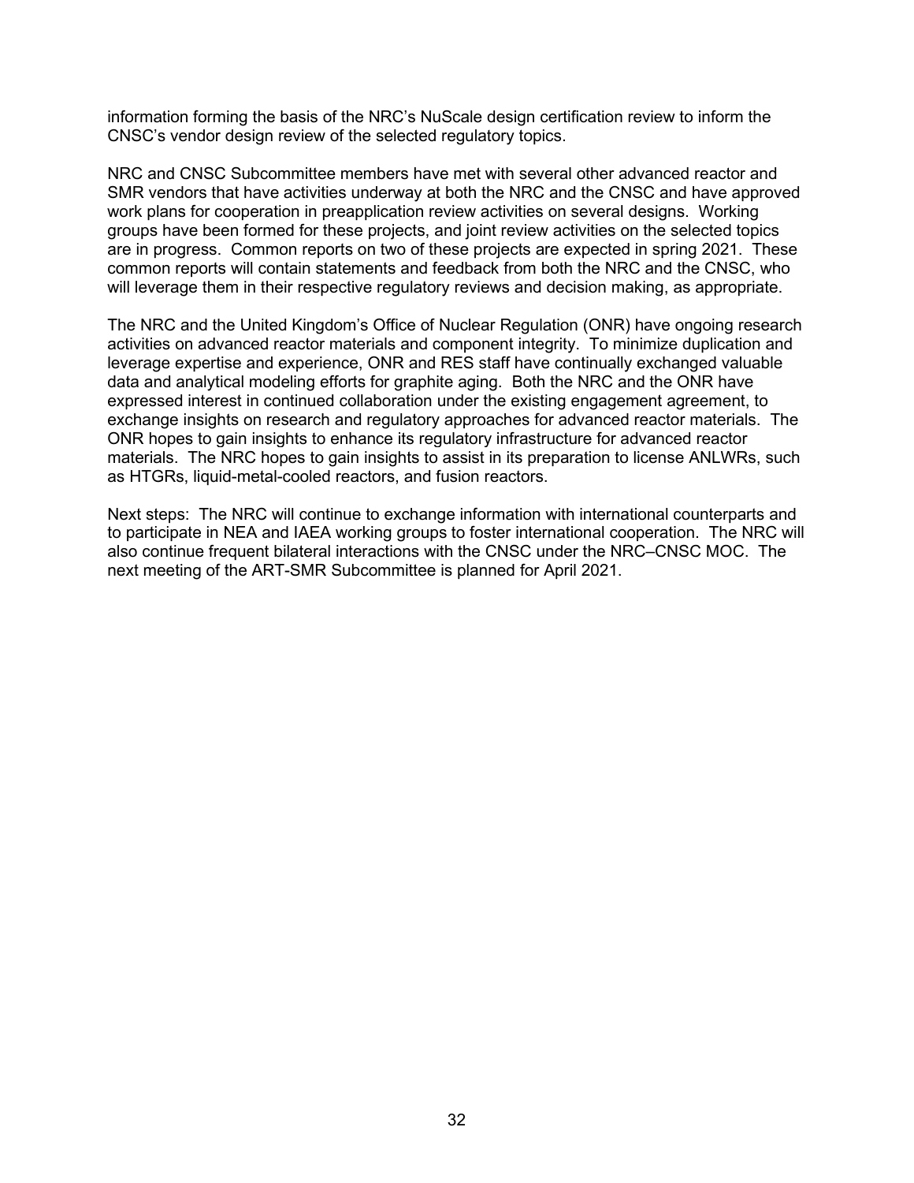information forming the basis of the NRC's NuScale design certification review to inform the CNSC's vendor design review of the selected regulatory topics.

NRC and CNSC Subcommittee members have met with several other advanced reactor and SMR vendors that have activities underway at both the NRC and the CNSC and have approved work plans for cooperation in preapplication review activities on several designs. Working groups have been formed for these projects, and joint review activities on the selected topics are in progress. Common reports on two of these projects are expected in spring 2021. These common reports will contain statements and feedback from both the NRC and the CNSC, who will leverage them in their respective regulatory reviews and decision making, as appropriate.

The NRC and the United Kingdom's Office of Nuclear Regulation (ONR) have ongoing research activities on advanced reactor materials and component integrity. To minimize duplication and leverage expertise and experience, ONR and RES staff have continually exchanged valuable data and analytical modeling efforts for graphite aging. Both the NRC and the ONR have expressed interest in continued collaboration under the existing engagement agreement, to exchange insights on research and regulatory approaches for advanced reactor materials. The ONR hopes to gain insights to enhance its regulatory infrastructure for advanced reactor materials. The NRC hopes to gain insights to assist in its preparation to license ANLWRs, such as HTGRs, liquid-metal-cooled reactors, and fusion reactors.

Next steps: The NRC will continue to exchange information with international counterparts and to participate in NEA and IAEA working groups to foster international cooperation. The NRC will also continue frequent bilateral interactions with the CNSC under the NRC–CNSC MOC. The next meeting of the ART-SMR Subcommittee is planned for April 2021.